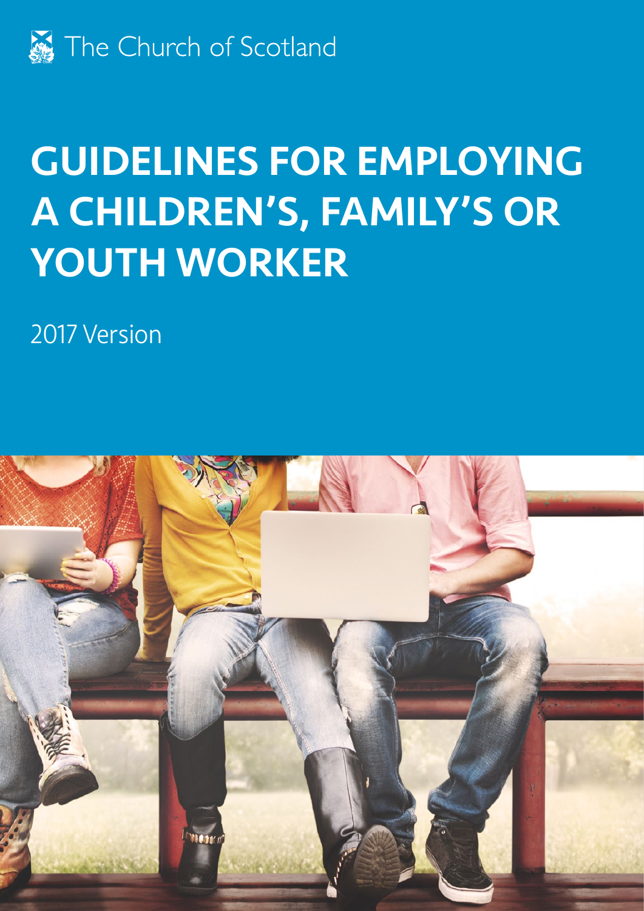The Church of Scotland

# GUIDELINES FOR EMPLOYING A CHILDREN'S, FAMILY'S OR YOUTH WORKER

2017 Version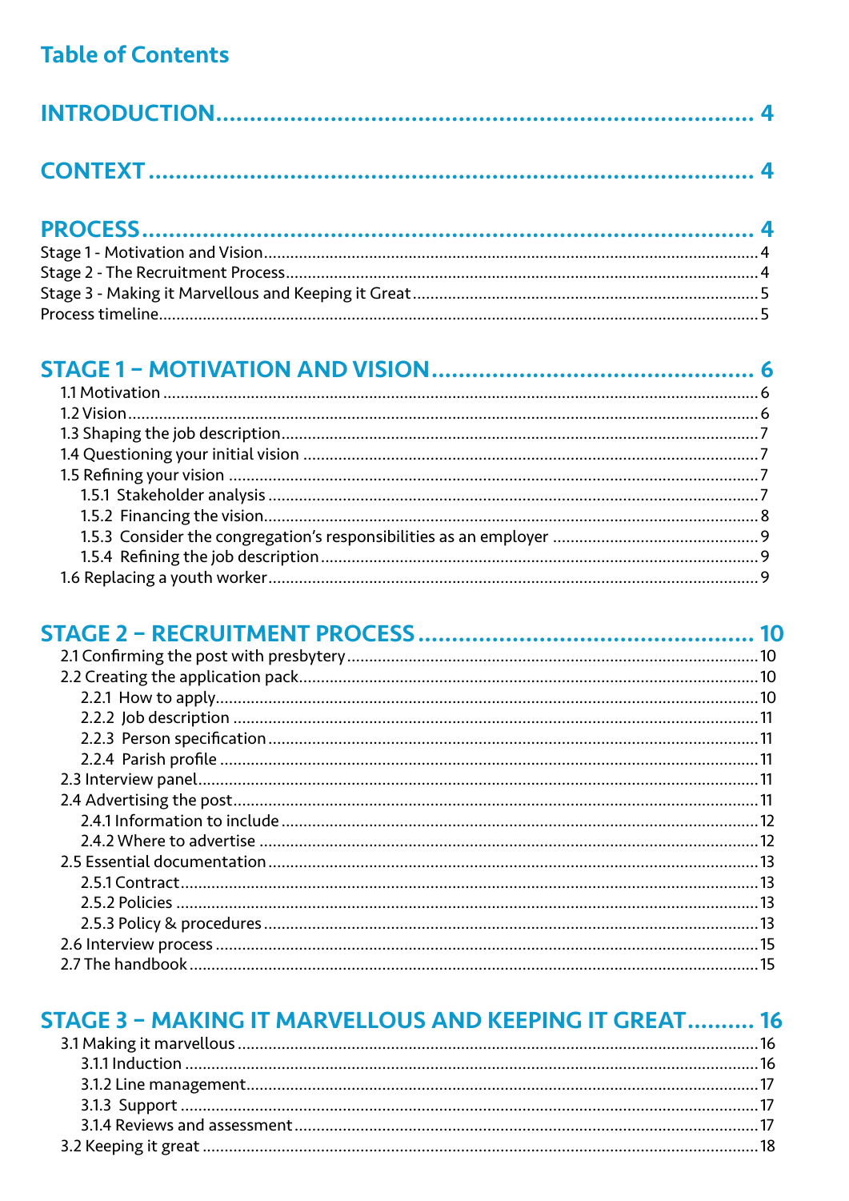# Table of Contents

**INTRODUCTION** ..... 4

**CONTEXT** ..... 4

**PROCESS** ..... 4

Stage 1 - Motivation and Vision ..... 4
Stage 2 - The Recruitment Process ..... 4
Stage 3 - Making it Marvellous and Keeping it Great ..... 5
Process timeline ..... 5

**STAGE 1 – MOTIVATION AND VISION** ..... 6

- 1.1 Motivation ..... 6
- 1.2 Vision ..... 6
- 1.3 Shaping the job description ..... 7
- 1.4 Questioning your initial vision ..... 7
- 1.5 Refining your vision ..... 7
  - 1.5.1 Stakeholder analysis ..... 7
  - 1.5.2 Financing the vision ..... 8
  - 1.5.3 Consider the congregation's responsibilities as an employer ..... 9
  - 1.5.4 Refining the job description ..... 9
- 1.6 Replacing a youth worker ..... 9

**STAGE 2 – RECRUITMENT PROCESS** ..... 10

- 2.1 Confirming the post with presbytery ..... 10
- 2.2 Creating the application pack ..... 10
  - 2.2.1 How to apply ..... 10
  - 2.2.2 Job description ..... 11
  - 2.2.3 Person specification ..... 11
  - 2.2.4 Parish profile ..... 11
- 2.3 Interview panel ..... 11
- 2.4 Advertising the post ..... 11
  - 2.4.1 Information to include ..... 12
  - 2.4.2 Where to advertise ..... 12
- 2.5 Essential documentation ..... 13
  - 2.5.1 Contract ..... 13
  - 2.5.2 Policies ..... 13
  - 2.5.3 Policy & procedures ..... 13
- 2.6 Interview process ..... 15
- 2.7 The handbook ..... 15

**STAGE 3 – MAKING IT MARVELLOUS AND KEEPING IT GREAT** ..... 16

- 3.1 Making it marvellous ..... 16
  - 3.1.1 Induction ..... 16
  - 3.1.2 Line management ..... 17
  - 3.1.3 Support ..... 17
  - 3.1.4 Reviews and assessment ..... 17
- 3.2 Keeping it great ..... 18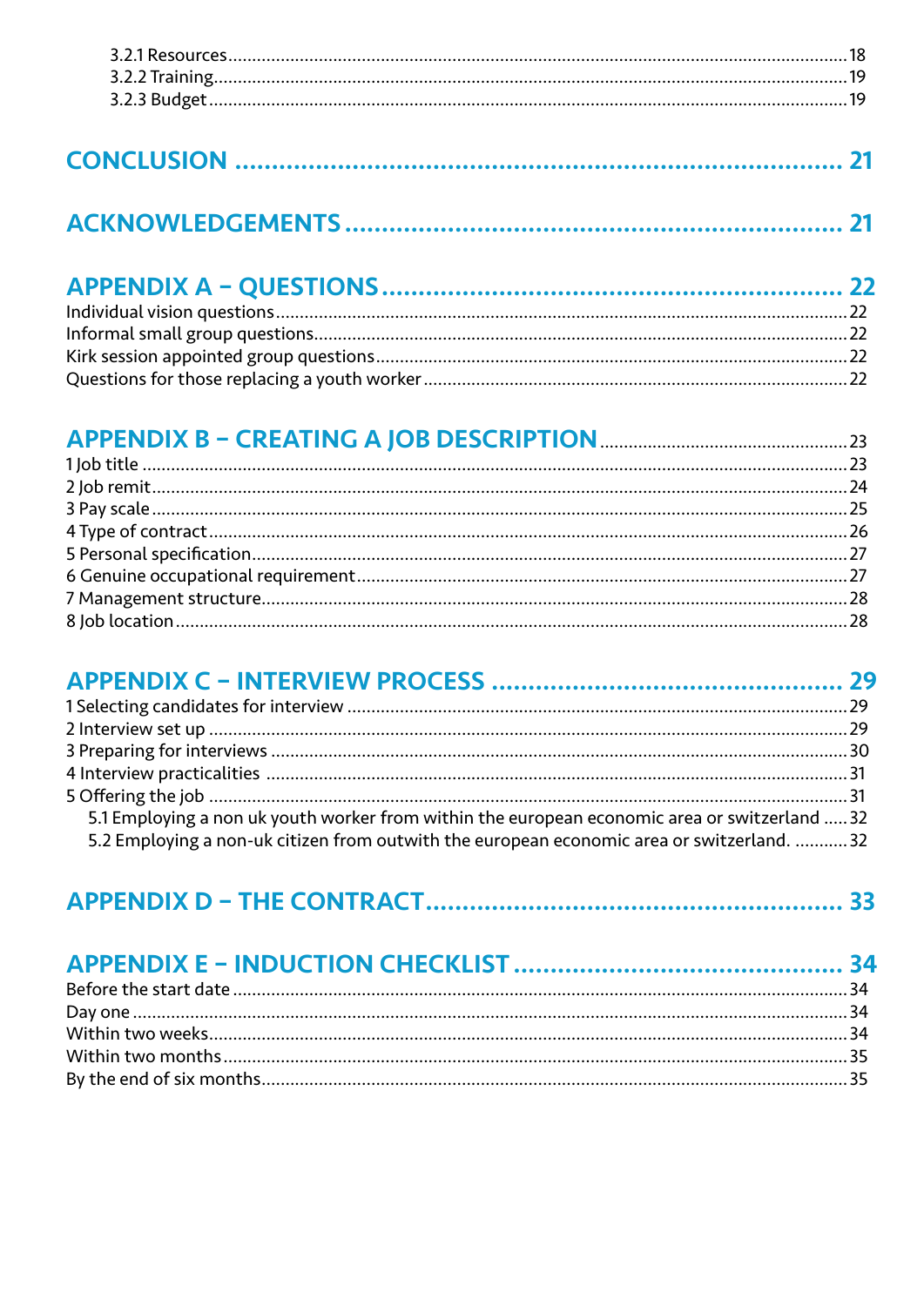3.2.1 Resources ..... 18
3.2.2 Training ..... 19
3.2.3 Budget ..... 19

## CONCLUSION ..... 21

## ACKNOWLEDGEMENTS ..... 21

## APPENDIX A – QUESTIONS ..... 22

Individual vision questions ..... 22
Informal small group questions ..... 22
Kirk session appointed group questions ..... 22
Questions for those replacing a youth worker ..... 22

## APPENDIX B – CREATING A JOB DESCRIPTION ..... 23

1 Job title ..... 23
2 Job remit ..... 24
3 Pay scale ..... 25
4 Type of contract ..... 26
5 Personal specification ..... 27
6 Genuine occupational requirement ..... 27
7 Management structure ..... 28
8 Job location ..... 28

## APPENDIX C – INTERVIEW PROCESS ..... 29

1 Selecting candidates for interview ..... 29
2 Interview set up ..... 29
3 Preparing for interviews ..... 30
4 Interview practicalities ..... 31
5 Offering the job ..... 31
5.1 Employing a non uk youth worker from within the european economic area or switzerland ..... 32
5.2 Employing a non-uk citizen from outwith the european economic area or switzerland. ..... 32

## APPENDIX D – THE CONTRACT ..... 33

## APPENDIX E – INDUCTION CHECKLIST ..... 34

Before the start date ..... 34
Day one ..... 34
Within two weeks ..... 34
Within two months ..... 35
By the end of six months ..... 35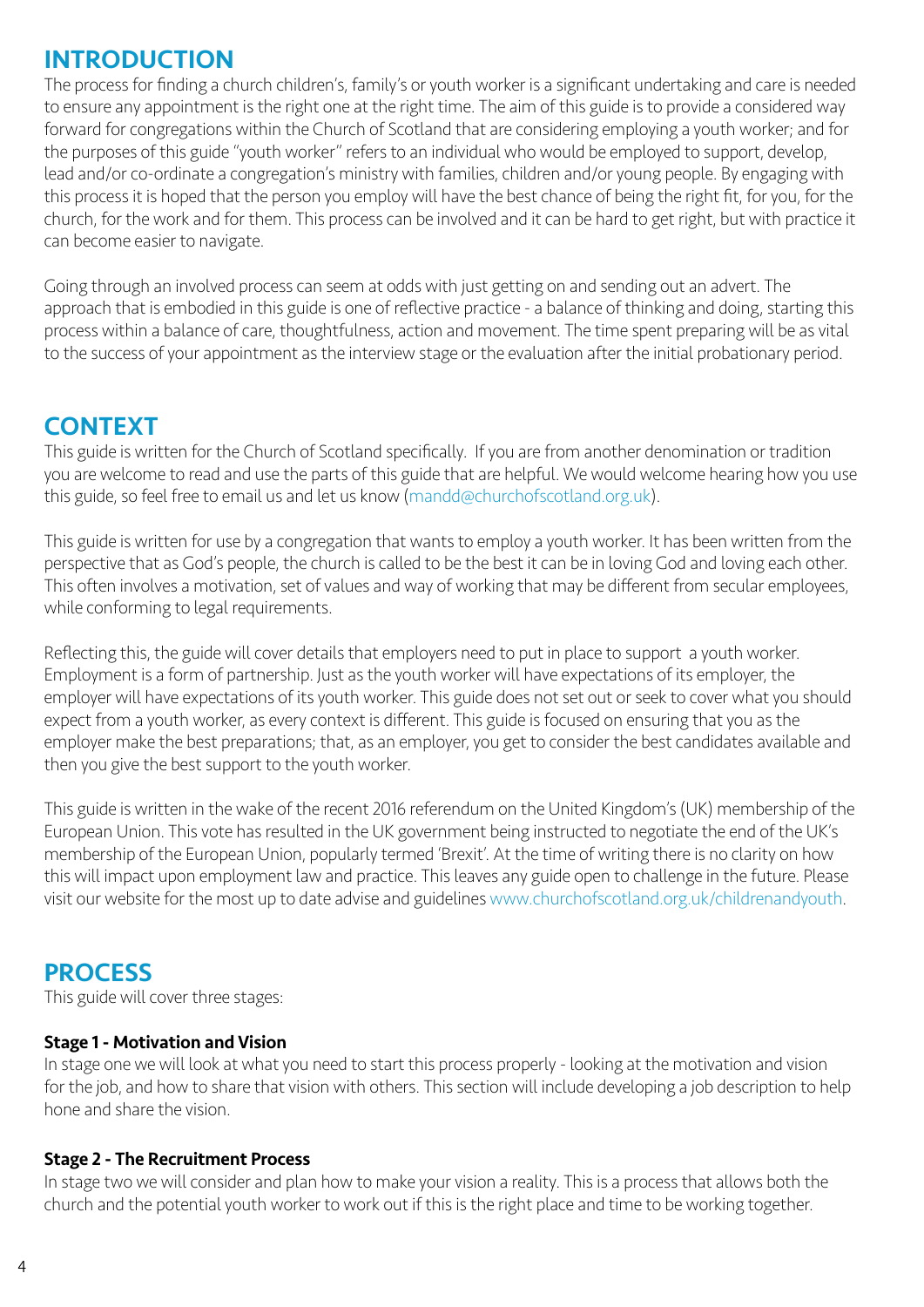## INTRODUCTION

The process for finding a church children's, family's or youth worker is a significant undertaking and care is needed to ensure any appointment is the right one at the right time. The aim of this guide is to provide a considered way forward for congregations within the Church of Scotland that are considering employing a youth worker; and for the purposes of this guide "youth worker" refers to an individual who would be employed to support, develop, lead and/or co-ordinate a congregation's ministry with families, children and/or young people. By engaging with this process it is hoped that the person you employ will have the best chance of being the right fit, for you, for the church, for the work and for them. This process can be involved and it can be hard to get right, but with practice it can become easier to navigate.

Going through an involved process can seem at odds with just getting on and sending out an advert. The approach that is embodied in this guide is one of reflective practice - a balance of thinking and doing, starting this process within a balance of care, thoughtfulness, action and movement. The time spent preparing will be as vital to the success of your appointment as the interview stage or the evaluation after the initial probationary period.

## CONTEXT

This guide is written for the Church of Scotland specifically. If you are from another denomination or tradition you are welcome to read and use the parts of this guide that are helpful. We would welcome hearing how you use this guide, so feel free to email us and let us know (mandd@churchofscotland.org.uk).

This guide is written for use by a congregation that wants to employ a youth worker. It has been written from the perspective that as God's people, the church is called to be the best it can be in loving God and loving each other. This often involves a motivation, set of values and way of working that may be different from secular employees, while conforming to legal requirements.

Reflecting this, the guide will cover details that employers need to put in place to support a youth worker. Employment is a form of partnership. Just as the youth worker will have expectations of its employer, the employer will have expectations of its youth worker. This guide does not set out or seek to cover what you should expect from a youth worker, as every context is different. This guide is focused on ensuring that you as the employer make the best preparations; that, as an employer, you get to consider the best candidates available and then you give the best support to the youth worker.

This guide is written in the wake of the recent 2016 referendum on the United Kingdom's (UK) membership of the European Union. This vote has resulted in the UK government being instructed to negotiate the end of the UK's membership of the European Union, popularly termed 'Brexit'. At the time of writing there is no clarity on how this will impact upon employment law and practice. This leaves any guide open to challenge in the future. Please visit our website for the most up to date advise and guidelines www.churchofscotland.org.uk/childrenandyouth.

## PROCESS

This guide will cover three stages:

**Stage 1 - Motivation and Vision**

In stage one we will look at what you need to start this process properly - looking at the motivation and vision for the job, and how to share that vision with others. This section will include developing a job description to help hone and share the vision.

**Stage 2 - The Recruitment Process**

In stage two we will consider and plan how to make your vision a reality. This is a process that allows both the church and the potential youth worker to work out if this is the right place and time to be working together.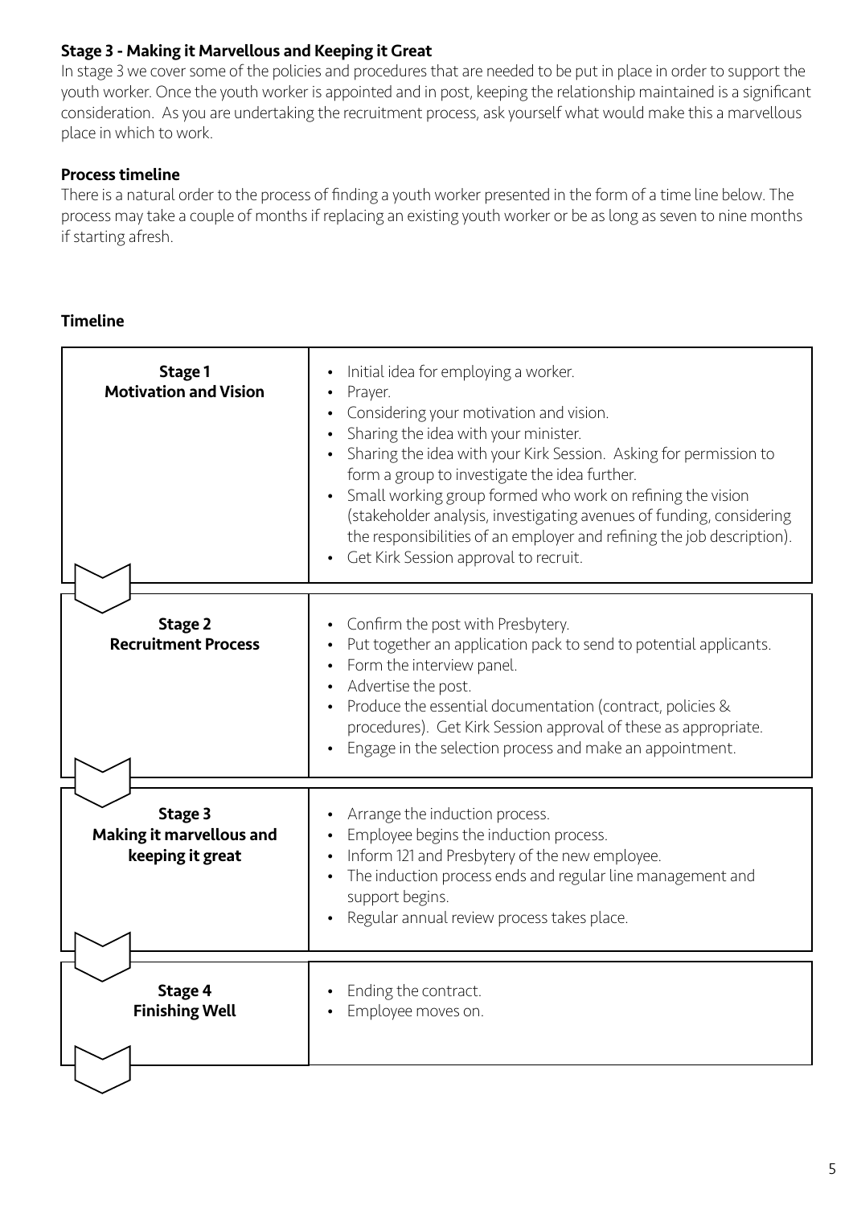### Stage 3 - Making it Marvellous and Keeping it Great

In stage 3 we cover some of the policies and procedures that are needed to be put in place in order to support the youth worker. Once the youth worker is appointed and in post, keeping the relationship maintained is a significant consideration. As you are undertaking the recruitment process, ask yourself what would make this a marvellous place in which to work.

### Process timeline

There is a natural order to the process of finding a youth worker presented in the form of a time line below. The process may take a couple of months if replacing an existing youth worker or be as long as seven to nine months if starting afresh.

### Timeline

| Stage | Steps |
| --- | --- |
| **Stage 1**<br>**Motivation and Vision** | • Initial idea for employing a worker.<br>• Prayer.<br>• Considering your motivation and vision.<br>• Sharing the idea with your minister.<br>• Sharing the idea with your Kirk Session. Asking for permission to form a group to investigate the idea further.<br>• Small working group formed who work on refining the vision (stakeholder analysis, investigating avenues of funding, considering the responsibilities of an employer and refining the job description).<br>• Get Kirk Session approval to recruit. |
| **Stage 2**<br>**Recruitment Process** | • Confirm the post with Presbytery.<br>• Put together an application pack to send to potential applicants.<br>• Form the interview panel.<br>• Advertise the post.<br>• Produce the essential documentation (contract, policies & procedures). Get Kirk Session approval of these as appropriate.<br>• Engage in the selection process and make an appointment. |
| **Stage 3**<br>**Making it marvellous and keeping it great** | • Arrange the induction process.<br>• Employee begins the induction process.<br>• Inform 121 and Presbytery of the new employee.<br>• The induction process ends and regular line management and support begins.<br>• Regular annual review process takes place. |
| **Stage 4**<br>**Finishing Well** | • Ending the contract.<br>• Employee moves on. |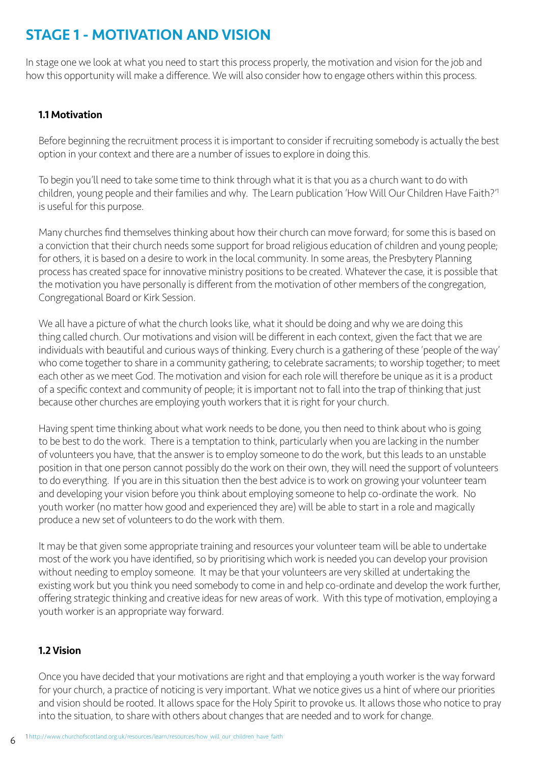# STAGE 1 - MOTIVATION AND VISION

In stage one we look at what you need to start this process properly, the motivation and vision for the job and how this opportunity will make a difference. We will also consider how to engage others within this process.

## 1.1 Motivation

Before beginning the recruitment process it is important to consider if recruiting somebody is actually the best option in your context and there are a number of issues to explore in doing this.

To begin you'll need to take some time to think through what it is that you as a church want to do with children, young people and their families and why. The Learn publication 'How Will Our Children Have Faith?'[1] is useful for this purpose.

Many churches find themselves thinking about how their church can move forward; for some this is based on a conviction that their church needs some support for broad religious education of children and young people; for others, it is based on a desire to work in the local community. In some areas, the Presbytery Planning process has created space for innovative ministry positions to be created. Whatever the case, it is possible that the motivation you have personally is different from the motivation of other members of the congregation, Congregational Board or Kirk Session.

We all have a picture of what the church looks like, what it should be doing and why we are doing this thing called church. Our motivations and vision will be different in each context, given the fact that we are individuals with beautiful and curious ways of thinking. Every church is a gathering of these 'people of the way' who come together to share in a community gathering; to celebrate sacraments; to worship together; to meet each other as we meet God. The motivation and vision for each role will therefore be unique as it is a product of a specific context and community of people; it is important not to fall into the trap of thinking that just because other churches are employing youth workers that it is right for your church.

Having spent time thinking about what work needs to be done, you then need to think about who is going to be best to do the work. There is a temptation to think, particularly when you are lacking in the number of volunteers you have, that the answer is to employ someone to do the work, but this leads to an unstable position in that one person cannot possibly do the work on their own, they will need the support of volunteers to do everything. If you are in this situation then the best advice is to work on growing your volunteer team and developing your vision before you think about employing someone to help co-ordinate the work. No youth worker (no matter how good and experienced they are) will be able to start in a role and magically produce a new set of volunteers to do the work with them.

It may be that given some appropriate training and resources your volunteer team will be able to undertake most of the work you have identified, so by prioritising which work is needed you can develop your provision without needing to employ someone. It may be that your volunteers are very skilled at undertaking the existing work but you think you need somebody to come in and help co-ordinate and develop the work further, offering strategic thinking and creative ideas for new areas of work. With this type of motivation, employing a youth worker is an appropriate way forward.

## 1.2 Vision

Once you have decided that your motivations are right and that employing a youth worker is the way forward for your church, a practice of noticing is very important. What we notice gives us a hint of where our priorities and vision should be rooted. It allows space for the Holy Spirit to provoke us. It allows those who notice to pray into the situation, to share with others about changes that are needed and to work for change.

[1] http://www.churchofscotland.org.uk/resources/learn/resources/how_will_our_children_have_faith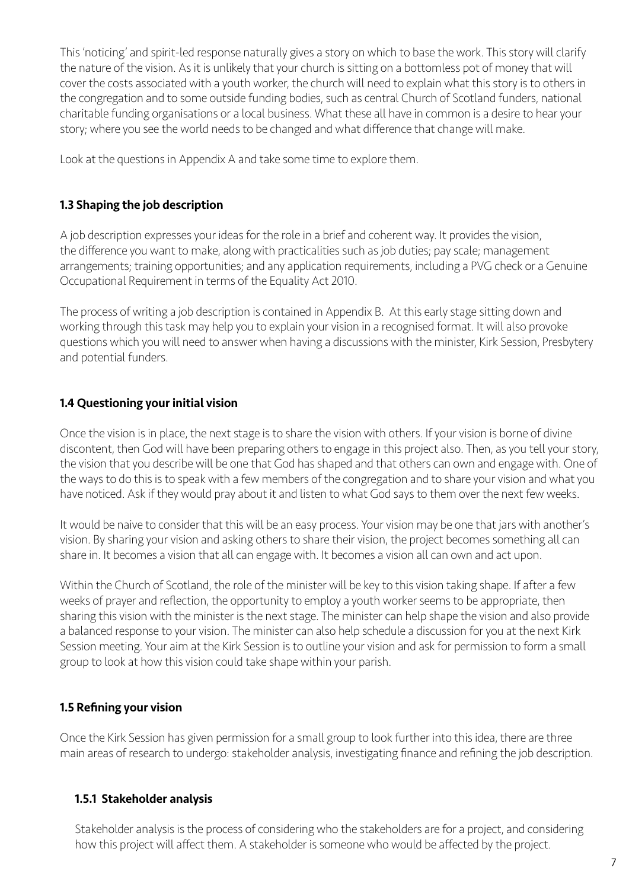This 'noticing' and spirit-led response naturally gives a story on which to base the work. This story will clarify the nature of the vision. As it is unlikely that your church is sitting on a bottomless pot of money that will cover the costs associated with a youth worker, the church will need to explain what this story is to others in the congregation and to some outside funding bodies, such as central Church of Scotland funders, national charitable funding organisations or a local business. What these all have in common is a desire to hear your story; where you see the world needs to be changed and what difference that change will make.

Look at the questions in Appendix A and take some time to explore them.

### 1.3 Shaping the job description

A job description expresses your ideas for the role in a brief and coherent way. It provides the vision, the difference you want to make, along with practicalities such as job duties; pay scale; management arrangements; training opportunities; and any application requirements, including a PVG check or a Genuine Occupational Requirement in terms of the Equality Act 2010.

The process of writing a job description is contained in Appendix B. At this early stage sitting down and working through this task may help you to explain your vision in a recognised format. It will also provoke questions which you will need to answer when having a discussions with the minister, Kirk Session, Presbytery and potential funders.

### 1.4 Questioning your initial vision

Once the vision is in place, the next stage is to share the vision with others. If your vision is borne of divine discontent, then God will have been preparing others to engage in this project also. Then, as you tell your story, the vision that you describe will be one that God has shaped and that others can own and engage with. One of the ways to do this is to speak with a few members of the congregation and to share your vision and what you have noticed. Ask if they would pray about it and listen to what God says to them over the next few weeks.

It would be naive to consider that this will be an easy process. Your vision may be one that jars with another's vision. By sharing your vision and asking others to share their vision, the project becomes something all can share in. It becomes a vision that all can engage with. It becomes a vision all can own and act upon.

Within the Church of Scotland, the role of the minister will be key to this vision taking shape. If after a few weeks of prayer and reflection, the opportunity to employ a youth worker seems to be appropriate, then sharing this vision with the minister is the next stage. The minister can help shape the vision and also provide a balanced response to your vision. The minister can also help schedule a discussion for you at the next Kirk Session meeting. Your aim at the Kirk Session is to outline your vision and ask for permission to form a small group to look at how this vision could take shape within your parish.

### 1.5 Refining your vision

Once the Kirk Session has given permission for a small group to look further into this idea, there are three main areas of research to undergo: stakeholder analysis, investigating finance and refining the job description.

#### 1.5.1 Stakeholder analysis

Stakeholder analysis is the process of considering who the stakeholders are for a project, and considering how this project will affect them. A stakeholder is someone who would be affected by the project.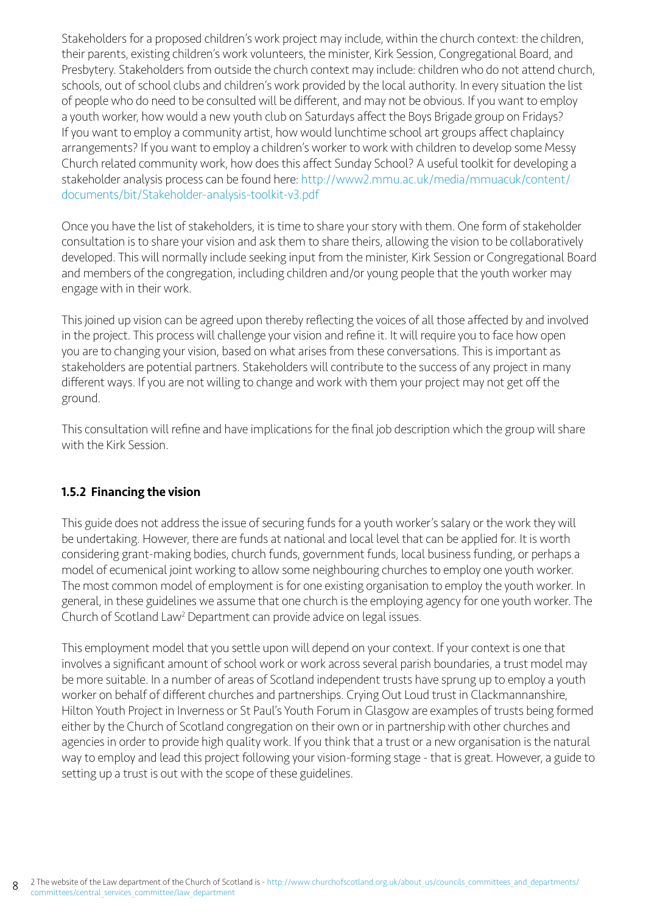Stakeholders for a proposed children's work project may include, within the church context: the children, their parents, existing children's work volunteers, the minister, Kirk Session, Congregational Board, and Presbytery. Stakeholders from outside the church context may include: children who do not attend church, schools, out of school clubs and children's work provided by the local authority. In every situation the list of people who do need to be consulted will be different, and may not be obvious. If you want to employ a youth worker, how would a new youth club on Saturdays affect the Boys Brigade group on Fridays? If you want to employ a community artist, how would lunchtime school art groups affect chaplaincy arrangements? If you want to employ a children's worker to work with children to develop some Messy Church related community work, how does this affect Sunday School? A useful toolkit for developing a stakeholder analysis process can be found here: http://www2.mmu.ac.uk/media/mmuacuk/content/documents/bit/Stakeholder-analysis-toolkit-v3.pdf

Once you have the list of stakeholders, it is time to share your story with them. One form of stakeholder consultation is to share your vision and ask them to share theirs, allowing the vision to be collaboratively developed. This will normally include seeking input from the minister, Kirk Session or Congregational Board and members of the congregation, including children and/or young people that the youth worker may engage with in their work.

This joined up vision can be agreed upon thereby reflecting the voices of all those affected by and involved in the project. This process will challenge your vision and refine it. It will require you to face how open you are to changing your vision, based on what arises from these conversations. This is important as stakeholders are potential partners. Stakeholders will contribute to the success of any project in many different ways. If you are not willing to change and work with them your project may not get off the ground.

This consultation will refine and have implications for the final job description which the group will share with the Kirk Session.

### 1.5.2 Financing the vision

This guide does not address the issue of securing funds for a youth worker's salary or the work they will be undertaking. However, there are funds at national and local level that can be applied for. It is worth considering grant-making bodies, church funds, government funds, local business funding, or perhaps a model of ecumenical joint working to allow some neighbouring churches to employ one youth worker. The most common model of employment is for one existing organisation to employ the youth worker. In general, in these guidelines we assume that one church is the employing agency for one youth worker. The Church of Scotland Law[2] Department can provide advice on legal issues.

This employment model that you settle upon will depend on your context. If your context is one that involves a significant amount of school work or work across several parish boundaries, a trust model may be more suitable. In a number of areas of Scotland independent trusts have sprung up to employ a youth worker on behalf of different churches and partnerships. Crying Out Loud trust in Clackmannanshire, Hilton Youth Project in Inverness or St Paul's Youth Forum in Glasgow are examples of trusts being formed either by the Church of Scotland congregation on their own or in partnership with other churches and agencies in order to provide high quality work. If you think that a trust or a new organisation is the natural way to employ and lead this project following your vision-forming stage - that is great. However, a guide to setting up a trust is out with the scope of these guidelines.

2 The website of the Law department of the Church of Scotland is - http://www.churchofscotland.org.uk/about_us/councils_committees_and_departments/committees/central_services_committee/law_department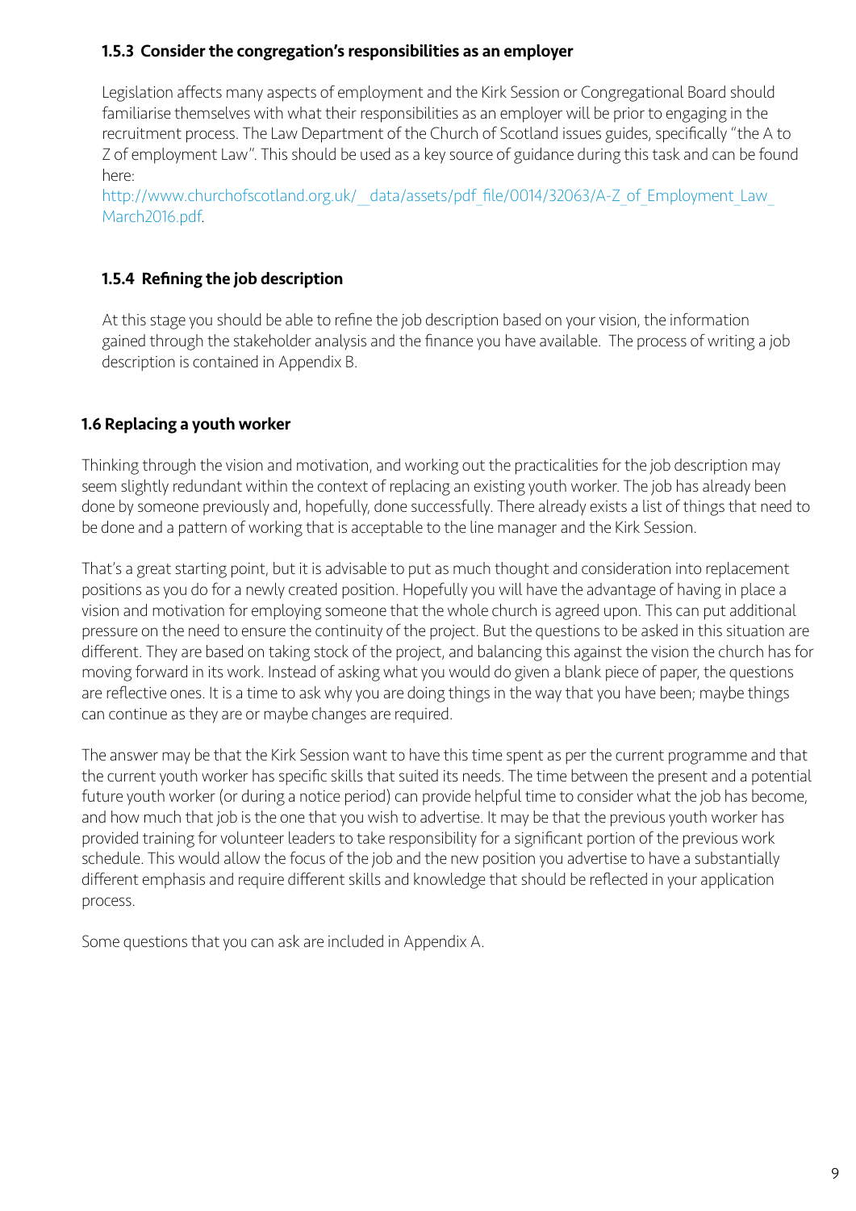### 1.5.3 Consider the congregation's responsibilities as an employer

Legislation affects many aspects of employment and the Kirk Session or Congregational Board should familiarise themselves with what their responsibilities as an employer will be prior to engaging in the recruitment process. The Law Department of the Church of Scotland issues guides, specifically "the A to Z of employment Law". This should be used as a key source of guidance during this task and can be found here:
http://www.churchofscotland.org.uk/__data/assets/pdf_file/0014/32063/A-Z_of_Employment_Law_March2016.pdf.

### 1.5.4 Refining the job description

At this stage you should be able to refine the job description based on your vision, the information gained through the stakeholder analysis and the finance you have available. The process of writing a job description is contained in Appendix B.

## 1.6 Replacing a youth worker

Thinking through the vision and motivation, and working out the practicalities for the job description may seem slightly redundant within the context of replacing an existing youth worker. The job has already been done by someone previously and, hopefully, done successfully. There already exists a list of things that need to be done and a pattern of working that is acceptable to the line manager and the Kirk Session.

That's a great starting point, but it is advisable to put as much thought and consideration into replacement positions as you do for a newly created position. Hopefully you will have the advantage of having in place a vision and motivation for employing someone that the whole church is agreed upon. This can put additional pressure on the need to ensure the continuity of the project. But the questions to be asked in this situation are different. They are based on taking stock of the project, and balancing this against the vision the church has for moving forward in its work. Instead of asking what you would do given a blank piece of paper, the questions are reflective ones. It is a time to ask why you are doing things in the way that you have been; maybe things can continue as they are or maybe changes are required.

The answer may be that the Kirk Session want to have this time spent as per the current programme and that the current youth worker has specific skills that suited its needs. The time between the present and a potential future youth worker (or during a notice period) can provide helpful time to consider what the job has become, and how much that job is the one that you wish to advertise. It may be that the previous youth worker has provided training for volunteer leaders to take responsibility for a significant portion of the previous work schedule. This would allow the focus of the job and the new position you advertise to have a substantially different emphasis and require different skills and knowledge that should be reflected in your application process.

Some questions that you can ask are included in Appendix A.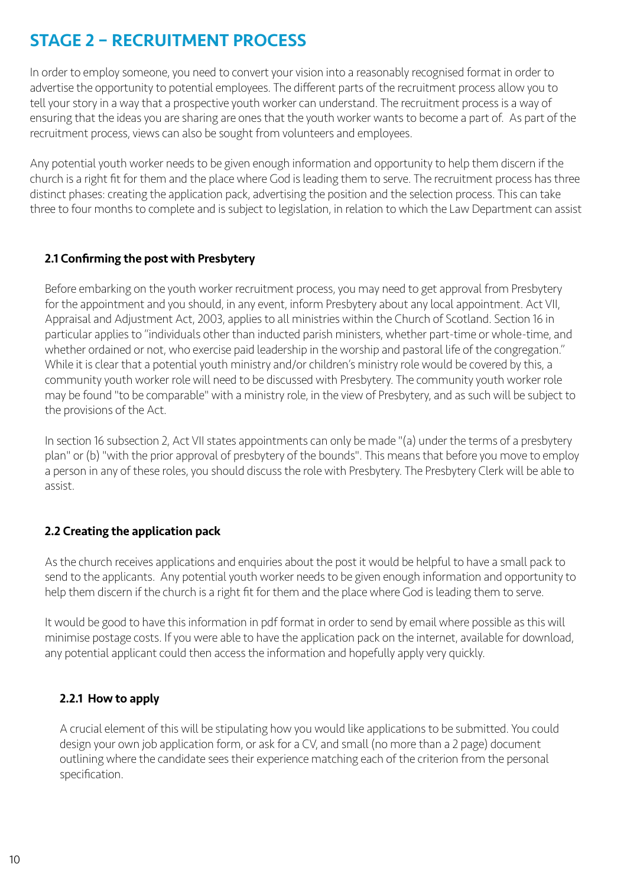# STAGE 2 – RECRUITMENT PROCESS

In order to employ someone, you need to convert your vision into a reasonably recognised format in order to advertise the opportunity to potential employees. The different parts of the recruitment process allow you to tell your story in a way that a prospective youth worker can understand. The recruitment process is a way of ensuring that the ideas you are sharing are ones that the youth worker wants to become a part of. As part of the recruitment process, views can also be sought from volunteers and employees.

Any potential youth worker needs to be given enough information and opportunity to help them discern if the church is a right fit for them and the place where God is leading them to serve. The recruitment process has three distinct phases: creating the application pack, advertising the position and the selection process. This can take three to four months to complete and is subject to legislation, in relation to which the Law Department can assist

### 2.1 Confirming the post with Presbytery

Before embarking on the youth worker recruitment process, you may need to get approval from Presbytery for the appointment and you should, in any event, inform Presbytery about any local appointment. Act VII, Appraisal and Adjustment Act, 2003, applies to all ministries within the Church of Scotland. Section 16 in particular applies to "individuals other than inducted parish ministers, whether part-time or whole-time, and whether ordained or not, who exercise paid leadership in the worship and pastoral life of the congregation." While it is clear that a potential youth ministry and/or children's ministry role would be covered by this, a community youth worker role will need to be discussed with Presbytery. The community youth worker role may be found "to be comparable" with a ministry role, in the view of Presbytery, and as such will be subject to the provisions of the Act.

In section 16 subsection 2, Act VII states appointments can only be made "(a) under the terms of a presbytery plan" or (b) "with the prior approval of presbytery of the bounds". This means that before you move to employ a person in any of these roles, you should discuss the role with Presbytery. The Presbytery Clerk will be able to assist.

### 2.2 Creating the application pack

As the church receives applications and enquiries about the post it would be helpful to have a small pack to send to the applicants. Any potential youth worker needs to be given enough information and opportunity to help them discern if the church is a right fit for them and the place where God is leading them to serve.

It would be good to have this information in pdf format in order to send by email where possible as this will minimise postage costs. If you were able to have the application pack on the internet, available for download, any potential applicant could then access the information and hopefully apply very quickly.

#### 2.2.1 How to apply

A crucial element of this will be stipulating how you would like applications to be submitted. You could design your own job application form, or ask for a CV, and small (no more than a 2 page) document outlining where the candidate sees their experience matching each of the criterion from the personal specification.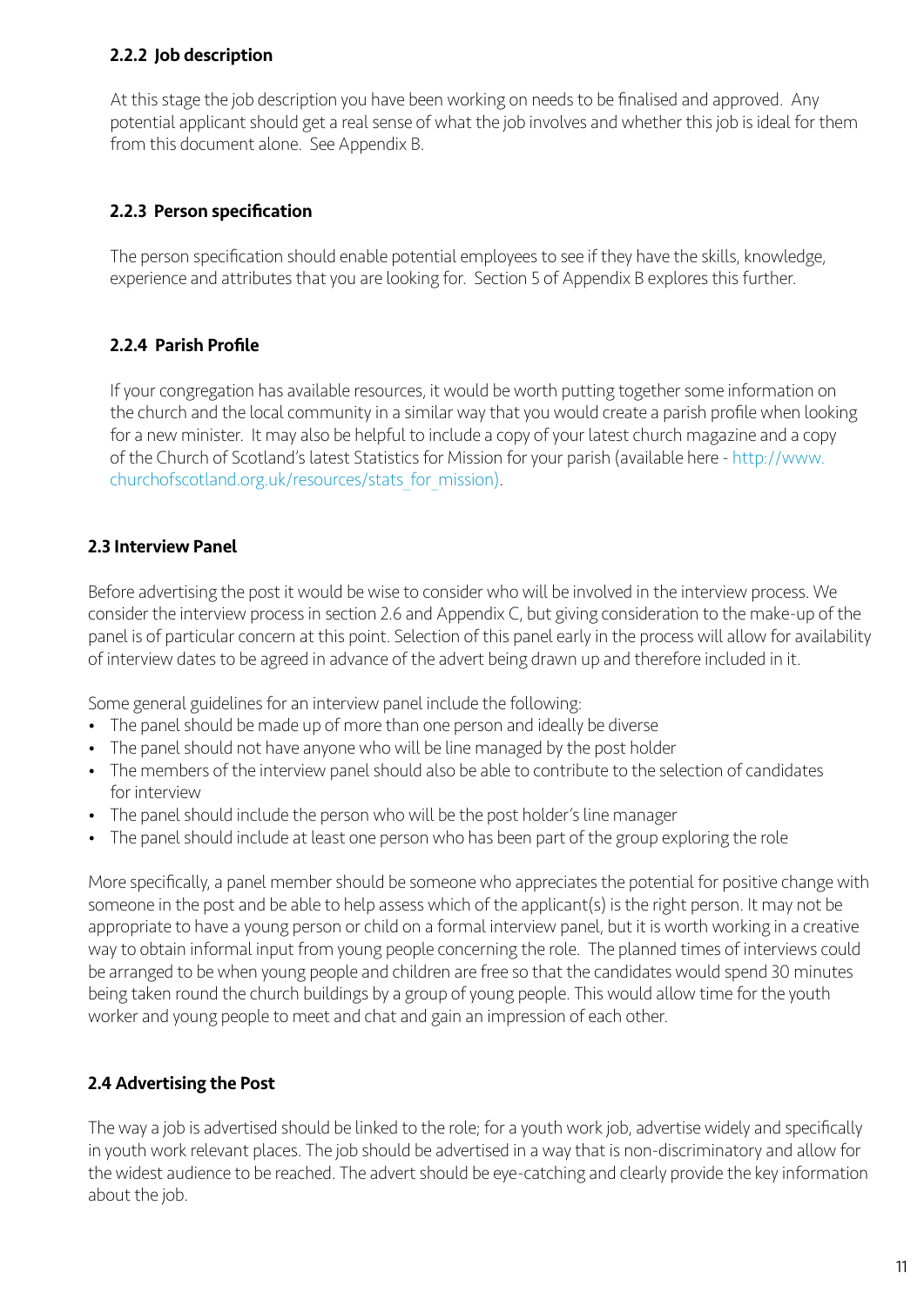### 2.2.2 Job description

At this stage the job description you have been working on needs to be finalised and approved. Any potential applicant should get a real sense of what the job involves and whether this job is ideal for them from this document alone. See Appendix B.

### 2.2.3 Person specification

The person specification should enable potential employees to see if they have the skills, knowledge, experience and attributes that you are looking for. Section 5 of Appendix B explores this further.

### 2.2.4 Parish Profile

If your congregation has available resources, it would be worth putting together some information on the church and the local community in a similar way that you would create a parish profile when looking for a new minister. It may also be helpful to include a copy of your latest church magazine and a copy of the Church of Scotland's latest Statistics for Mission for your parish (available here - http://www.churchofscotland.org.uk/resources/stats_for_mission).

## 2.3 Interview Panel

Before advertising the post it would be wise to consider who will be involved in the interview process. We consider the interview process in section 2.6 and Appendix C, but giving consideration to the make-up of the panel is of particular concern at this point. Selection of this panel early in the process will allow for availability of interview dates to be agreed in advance of the advert being drawn up and therefore included in it.

Some general guidelines for an interview panel include the following:

- The panel should be made up of more than one person and ideally be diverse
- The panel should not have anyone who will be line managed by the post holder
- The members of the interview panel should also be able to contribute to the selection of candidates for interview
- The panel should include the person who will be the post holder's line manager
- The panel should include at least one person who has been part of the group exploring the role

More specifically, a panel member should be someone who appreciates the potential for positive change with someone in the post and be able to help assess which of the applicant(s) is the right person. It may not be appropriate to have a young person or child on a formal interview panel, but it is worth working in a creative way to obtain informal input from young people concerning the role. The planned times of interviews could be arranged to be when young people and children are free so that the candidates would spend 30 minutes being taken round the church buildings by a group of young people. This would allow time for the youth worker and young people to meet and chat and gain an impression of each other.

## 2.4 Advertising the Post

The way a job is advertised should be linked to the role; for a youth work job, advertise widely and specifically in youth work relevant places. The job should be advertised in a way that is non-discriminatory and allow for the widest audience to be reached. The advert should be eye-catching and clearly provide the key information about the job.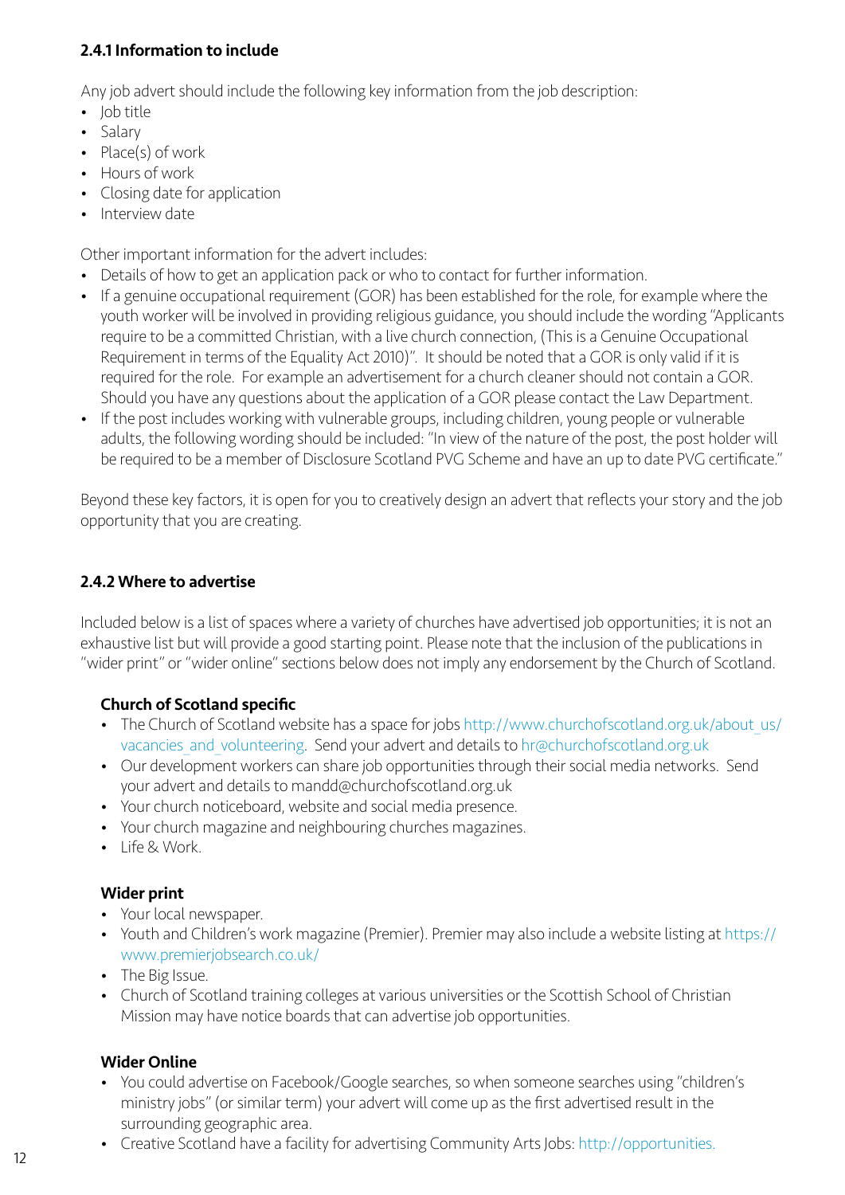### 2.4.1 Information to include

Any job advert should include the following key information from the job description:

- Job title
- Salary
- Place(s) of work
- Hours of work
- Closing date for application
- Interview date

Other important information for the advert includes:

- Details of how to get an application pack or who to contact for further information.
- If a genuine occupational requirement (GOR) has been established for the role, for example where the youth worker will be involved in providing religious guidance, you should include the wording "Applicants require to be a committed Christian, with a live church connection, (This is a Genuine Occupational Requirement in terms of the Equality Act 2010)". It should be noted that a GOR is only valid if it is required for the role. For example an advertisement for a church cleaner should not contain a GOR. Should you have any questions about the application of a GOR please contact the Law Department.
- If the post includes working with vulnerable groups, including children, young people or vulnerable adults, the following wording should be included: "In view of the nature of the post, the post holder will be required to be a member of Disclosure Scotland PVG Scheme and have an up to date PVG certificate."

Beyond these key factors, it is open for you to creatively design an advert that reflects your story and the job opportunity that you are creating.

### 2.4.2 Where to advertise

Included below is a list of spaces where a variety of churches have advertised job opportunities; it is not an exhaustive list but will provide a good starting point. Please note that the inclusion of the publications in "wider print" or "wider online" sections below does not imply any endorsement by the Church of Scotland.

**Church of Scotland specific**

- The Church of Scotland website has a space for jobs http://www.churchofscotland.org.uk/about_us/vacancies_and_volunteering. Send your advert and details to hr@churchofscotland.org.uk
- Our development workers can share job opportunities through their social media networks. Send your advert and details to mandd@churchofscotland.org.uk
- Your church noticeboard, website and social media presence.
- Your church magazine and neighbouring churches magazines.
- Life & Work.

**Wider print**

- Your local newspaper.
- Youth and Children's work magazine (Premier). Premier may also include a website listing at https://www.premierjobsearch.co.uk/
- The Big Issue.
- Church of Scotland training colleges at various universities or the Scottish School of Christian Mission may have notice boards that can advertise job opportunities.

**Wider Online**

- You could advertise on Facebook/Google searches, so when someone searches using "children's ministry jobs" (or similar term) your advert will come up as the first advertised result in the surrounding geographic area.
- Creative Scotland have a facility for advertising Community Arts Jobs: http://opportunities.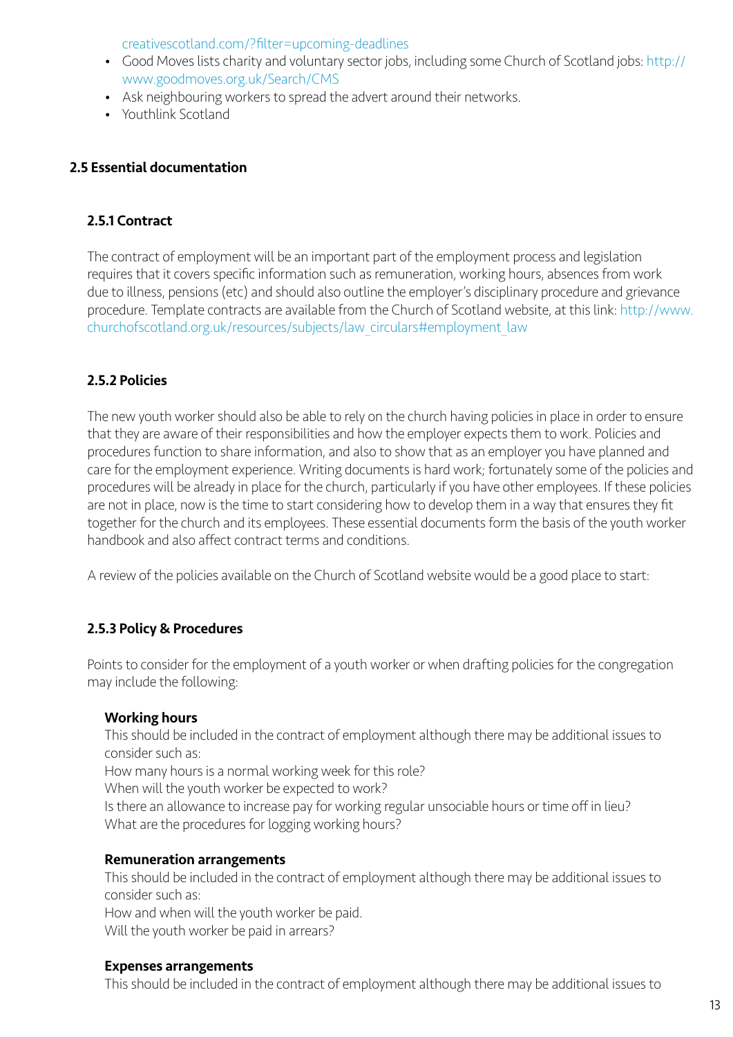creativescotland.com/?filter=upcoming-deadlines

- Good Moves lists charity and voluntary sector jobs, including some Church of Scotland jobs: http://www.goodmoves.org.uk/Search/CMS
- Ask neighbouring workers to spread the advert around their networks.
- Youthlink Scotland

## 2.5 Essential documentation

### 2.5.1 Contract

The contract of employment will be an important part of the employment process and legislation requires that it covers specific information such as remuneration, working hours, absences from work due to illness, pensions (etc) and should also outline the employer's disciplinary procedure and grievance procedure. Template contracts are available from the Church of Scotland website, at this link: http://www.churchofscotland.org.uk/resources/subjects/law_circulars#employment_law

### 2.5.2 Policies

The new youth worker should also be able to rely on the church having policies in place in order to ensure that they are aware of their responsibilities and how the employer expects them to work. Policies and procedures function to share information, and also to show that as an employer you have planned and care for the employment experience. Writing documents is hard work; fortunately some of the policies and procedures will be already in place for the church, particularly if you have other employees. If these policies are not in place, now is the time to start considering how to develop them in a way that ensures they fit together for the church and its employees. These essential documents form the basis of the youth worker handbook and also affect contract terms and conditions.

A review of the policies available on the Church of Scotland website would be a good place to start:

### 2.5.3 Policy & Procedures

Points to consider for the employment of a youth worker or when drafting policies for the congregation may include the following:

**Working hours**
This should be included in the contract of employment although there may be additional issues to consider such as:
How many hours is a normal working week for this role?
When will the youth worker be expected to work?
Is there an allowance to increase pay for working regular unsociable hours or time off in lieu?
What are the procedures for logging working hours?

**Remuneration arrangements**
This should be included in the contract of employment although there may be additional issues to consider such as:
How and when will the youth worker be paid.
Will the youth worker be paid in arrears?

**Expenses arrangements**
This should be included in the contract of employment although there may be additional issues to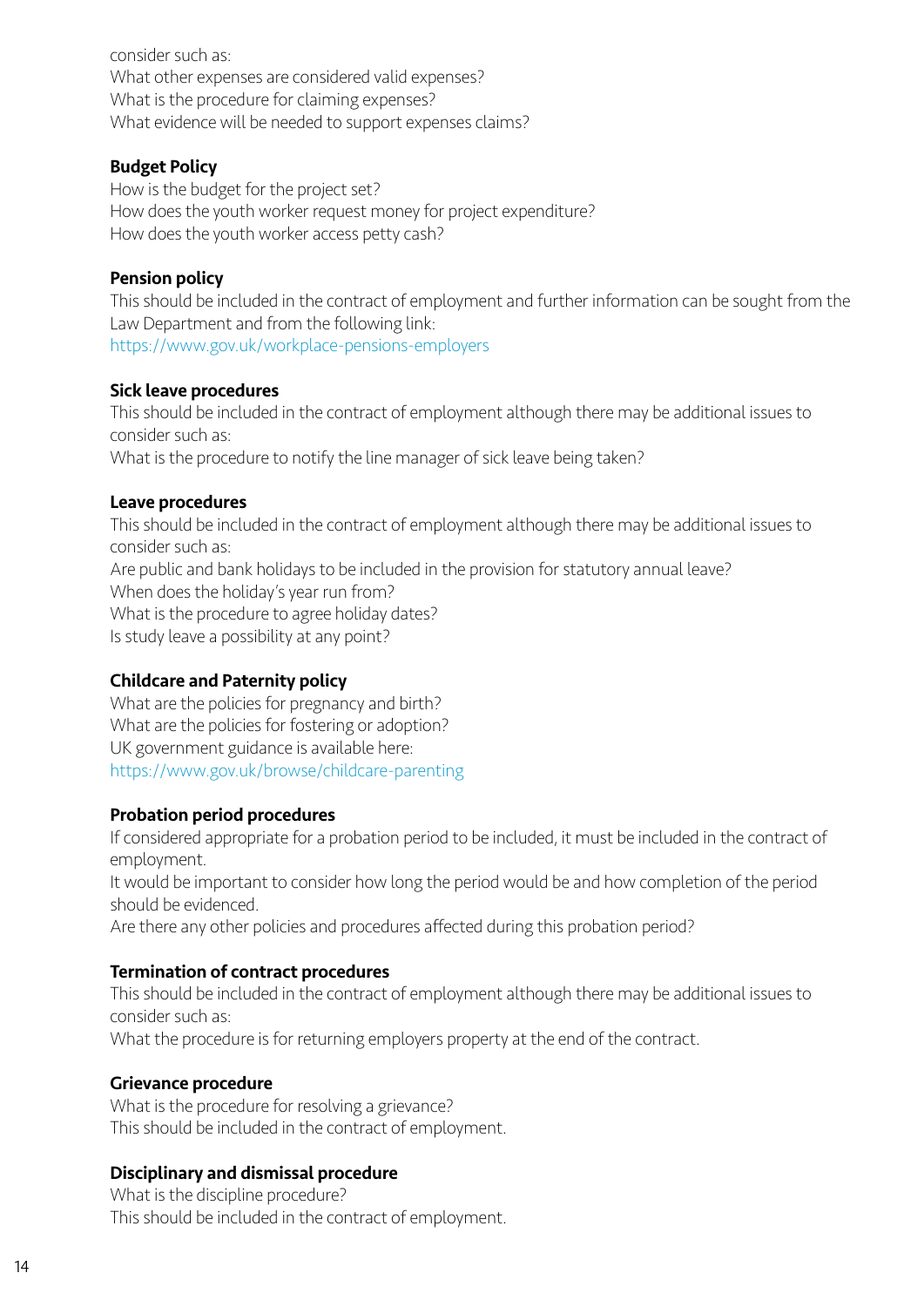consider such as:
What other expenses are considered valid expenses?
What is the procedure for claiming expenses?
What evidence will be needed to support expenses claims?

**Budget Policy**
How is the budget for the project set?
How does the youth worker request money for project expenditure?
How does the youth worker access petty cash?

**Pension policy**
This should be included in the contract of employment and further information can be sought from the Law Department and from the following link:
https://www.gov.uk/workplace-pensions-employers

**Sick leave procedures**
This should be included in the contract of employment although there may be additional issues to consider such as:
What is the procedure to notify the line manager of sick leave being taken?

**Leave procedures**
This should be included in the contract of employment although there may be additional issues to consider such as:
Are public and bank holidays to be included in the provision for statutory annual leave?
When does the holiday's year run from?
What is the procedure to agree holiday dates?
Is study leave a possibility at any point?

**Childcare and Paternity policy**
What are the policies for pregnancy and birth?
What are the policies for fostering or adoption?
UK government guidance is available here:
https://www.gov.uk/browse/childcare-parenting

**Probation period procedures**
If considered appropriate for a probation period to be included, it must be included in the contract of employment.
It would be important to consider how long the period would be and how completion of the period should be evidenced.
Are there any other policies and procedures affected during this probation period?

**Termination of contract procedures**
This should be included in the contract of employment although there may be additional issues to consider such as:
What the procedure is for returning employers property at the end of the contract.

**Grievance procedure**
What is the procedure for resolving a grievance?
This should be included in the contract of employment.

**Disciplinary and dismissal procedure**
What is the discipline procedure?
This should be included in the contract of employment.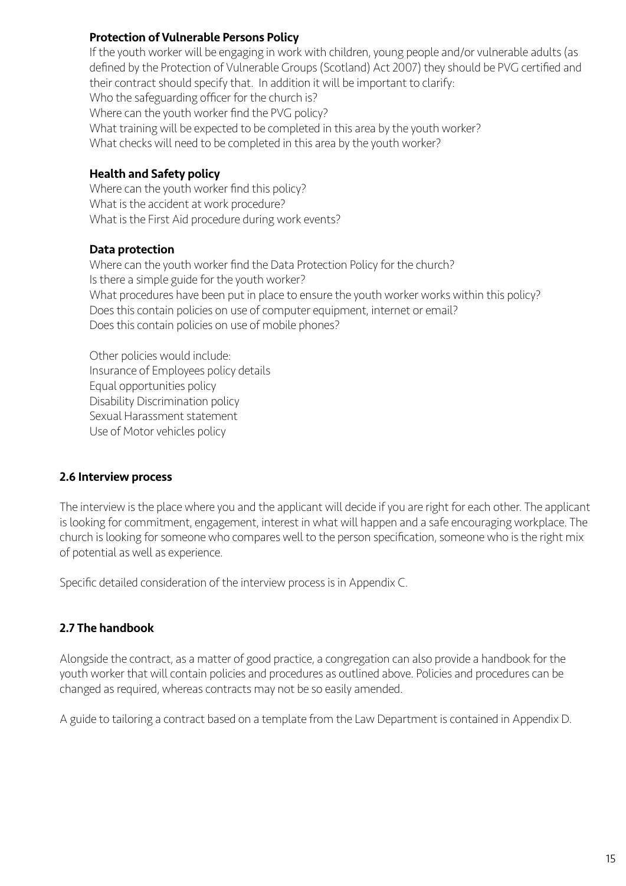**Protection of Vulnerable Persons Policy**

If the youth worker will be engaging in work with children, young people and/or vulnerable adults (as defined by the Protection of Vulnerable Groups (Scotland) Act 2007) they should be PVG certified and their contract should specify that. In addition it will be important to clarify:
Who the safeguarding officer for the church is?
Where can the youth worker find the PVG policy?
What training will be expected to be completed in this area by the youth worker?
What checks will need to be completed in this area by the youth worker?

**Health and Safety policy**

Where can the youth worker find this policy?
What is the accident at work procedure?
What is the First Aid procedure during work events?

**Data protection**

Where can the youth worker find the Data Protection Policy for the church?
Is there a simple guide for the youth worker?
What procedures have been put in place to ensure the youth worker works within this policy?
Does this contain policies on use of computer equipment, internet or email?
Does this contain policies on use of mobile phones?

Other policies would include:
Insurance of Employees policy details
Equal opportunities policy
Disability Discrimination policy
Sexual Harassment statement
Use of Motor vehicles policy

## 2.6 Interview process

The interview is the place where you and the applicant will decide if you are right for each other. The applicant is looking for commitment, engagement, interest in what will happen and a safe encouraging workplace. The church is looking for someone who compares well to the person specification, someone who is the right mix of potential as well as experience.

Specific detailed consideration of the interview process is in Appendix C.

## 2.7 The handbook

Alongside the contract, as a matter of good practice, a congregation can also provide a handbook for the youth worker that will contain policies and procedures as outlined above. Policies and procedures can be changed as required, whereas contracts may not be so easily amended.

A guide to tailoring a contract based on a template from the Law Department is contained in Appendix D.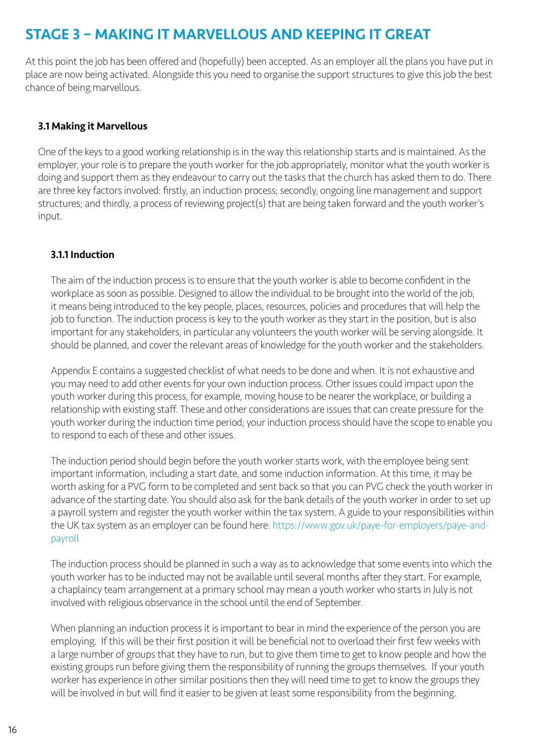# STAGE 3 – MAKING IT MARVELLOUS AND KEEPING IT GREAT

At this point the job has been offered and (hopefully) been accepted. As an employer all the plans you have put in place are now being activated. Alongside this you need to organise the support structures to give this job the best chance of being marvellous.

## 3.1 Making it Marvellous

One of the keys to a good working relationship is in the way this relationship starts and is maintained. As the employer, your role is to prepare the youth worker for the job appropriately, monitor what the youth worker is doing and support them as they endeavour to carry out the tasks that the church has asked them to do. There are three key factors involved: firstly, an induction process; secondly, ongoing line management and support structures; and thirdly, a process of reviewing project(s) that are being taken forward and the youth worker's input.

### 3.1.1 Induction

The aim of the induction process is to ensure that the youth worker is able to become confident in the workplace as soon as possible. Designed to allow the individual to be brought into the world of the job, it means being introduced to the key people, places, resources, policies and procedures that will help the job to function. The induction process is key to the youth worker as they start in the position, but is also important for any stakeholders, in particular any volunteers the youth worker will be serving alongside. It should be planned, and cover the relevant areas of knowledge for the youth worker and the stakeholders.

Appendix E contains a suggested checklist of what needs to be done and when. It is not exhaustive and you may need to add other events for your own induction process. Other issues could impact upon the youth worker during this process, for example, moving house to be nearer the workplace, or building a relationship with existing staff. These and other considerations are issues that can create pressure for the youth worker during the induction time period; your induction process should have the scope to enable you to respond to each of these and other issues.

The induction period should begin before the youth worker starts work, with the employee being sent important information, including a start date, and some induction information. At this time, it may be worth asking for a PVG form to be completed and sent back so that you can PVG check the youth worker in advance of the starting date. You should also ask for the bank details of the youth worker in order to set up a payroll system and register the youth worker within the tax system. A guide to your responsibilities within the UK tax system as an employer can be found here: https://www.gov.uk/paye-for-employers/paye-and-payroll

The induction process should be planned in such a way as to acknowledge that some events into which the youth worker has to be inducted may not be available until several months after they start. For example, a chaplaincy team arrangement at a primary school may mean a youth worker who starts in July is not involved with religious observance in the school until the end of September.

When planning an induction process it is important to bear in mind the experience of the person you are employing. If this will be their first position it will be beneficial not to overload their first few weeks with a large number of groups that they have to run, but to give them time to get to know people and how the existing groups run before giving them the responsibility of running the groups themselves. If your youth worker has experience in other similar positions then they will need time to get to know the groups they will be involved in but will find it easier to be given at least some responsibility from the beginning.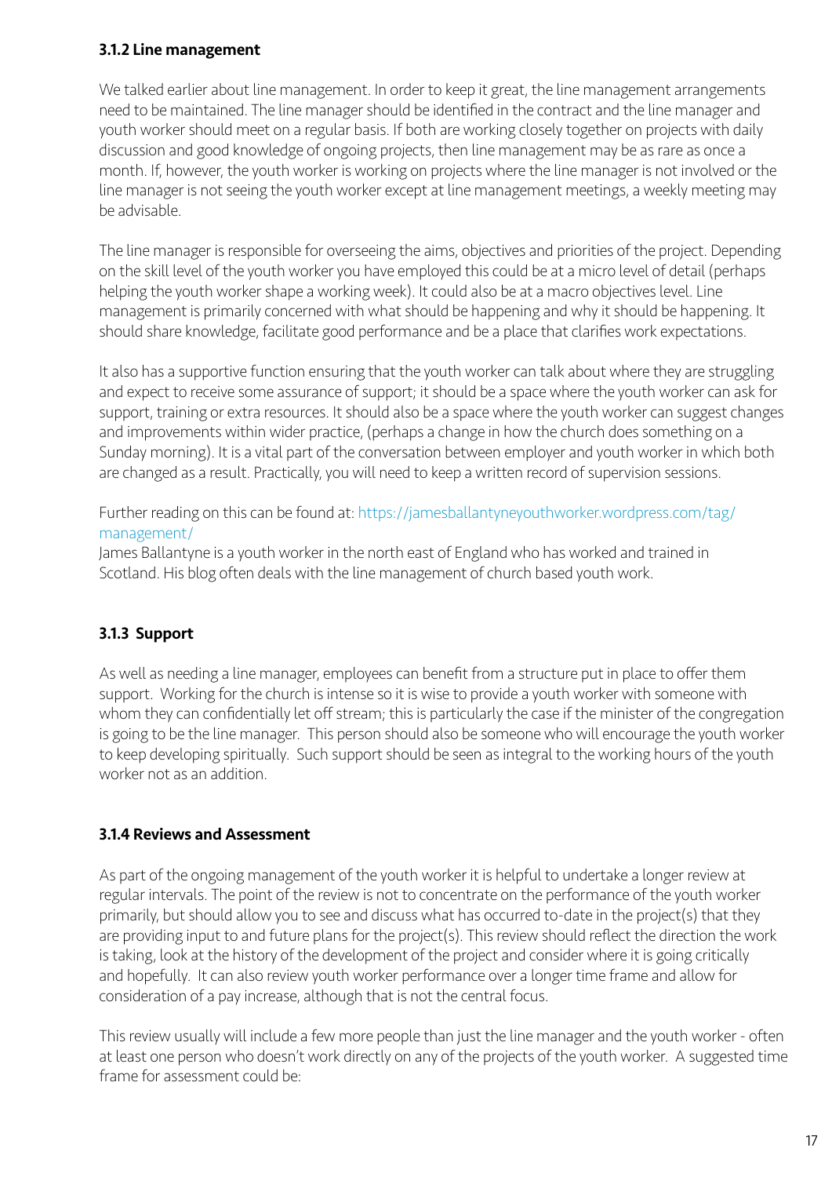### 3.1.2 Line management

We talked earlier about line management. In order to keep it great, the line management arrangements need to be maintained. The line manager should be identified in the contract and the line manager and youth worker should meet on a regular basis. If both are working closely together on projects with daily discussion and good knowledge of ongoing projects, then line management may be as rare as once a month. If, however, the youth worker is working on projects where the line manager is not involved or the line manager is not seeing the youth worker except at line management meetings, a weekly meeting may be advisable.

The line manager is responsible for overseeing the aims, objectives and priorities of the project. Depending on the skill level of the youth worker you have employed this could be at a micro level of detail (perhaps helping the youth worker shape a working week). It could also be at a macro objectives level. Line management is primarily concerned with what should be happening and why it should be happening. It should share knowledge, facilitate good performance and be a place that clarifies work expectations.

It also has a supportive function ensuring that the youth worker can talk about where they are struggling and expect to receive some assurance of support; it should be a space where the youth worker can ask for support, training or extra resources. It should also be a space where the youth worker can suggest changes and improvements within wider practice, (perhaps a change in how the church does something on a Sunday morning). It is a vital part of the conversation between employer and youth worker in which both are changed as a result. Practically, you will need to keep a written record of supervision sessions.

Further reading on this can be found at: https://jamesballantyneyouthworker.wordpress.com/tag/management/

James Ballantyne is a youth worker in the north east of England who has worked and trained in Scotland. His blog often deals with the line management of church based youth work.

### 3.1.3 Support

As well as needing a line manager, employees can benefit from a structure put in place to offer them support. Working for the church is intense so it is wise to provide a youth worker with someone with whom they can confidentially let off stream; this is particularly the case if the minister of the congregation is going to be the line manager. This person should also be someone who will encourage the youth worker to keep developing spiritually. Such support should be seen as integral to the working hours of the youth worker not as an addition.

### 3.1.4 Reviews and Assessment

As part of the ongoing management of the youth worker it is helpful to undertake a longer review at regular intervals. The point of the review is not to concentrate on the performance of the youth worker primarily, but should allow you to see and discuss what has occurred to-date in the project(s) that they are providing input to and future plans for the project(s). This review should reflect the direction the work is taking, look at the history of the development of the project and consider where it is going critically and hopefully. It can also review youth worker performance over a longer time frame and allow for consideration of a pay increase, although that is not the central focus.

This review usually will include a few more people than just the line manager and the youth worker - often at least one person who doesn't work directly on any of the projects of the youth worker. A suggested time frame for assessment could be: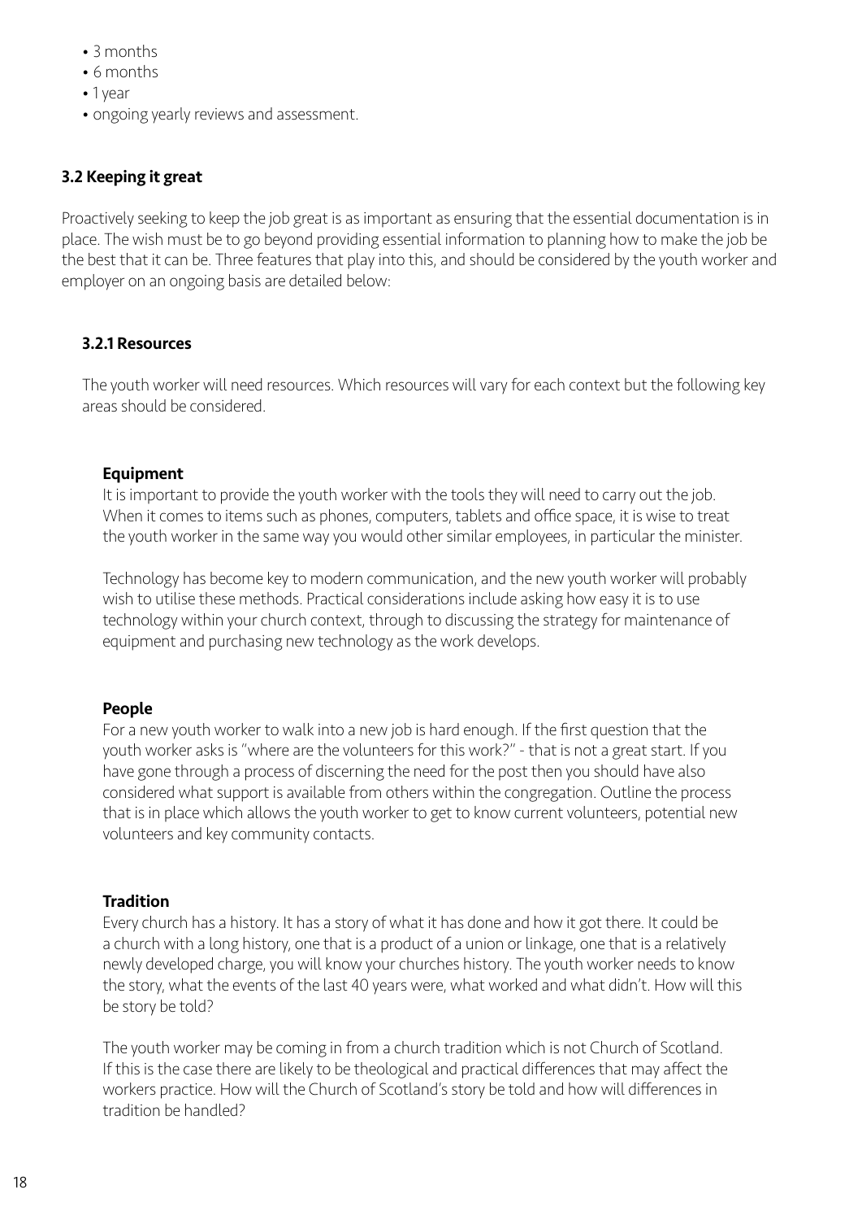- 3 months
- 6 months
- 1 year
- ongoing yearly reviews and assessment.

## 3.2 Keeping it great

Proactively seeking to keep the job great is as important as ensuring that the essential documentation is in place. The wish must be to go beyond providing essential information to planning how to make the job be the best that it can be. Three features that play into this, and should be considered by the youth worker and employer on an ongoing basis are detailed below:

### 3.2.1 Resources

The youth worker will need resources. Which resources will vary for each context but the following key areas should be considered.

#### Equipment

It is important to provide the youth worker with the tools they will need to carry out the job. When it comes to items such as phones, computers, tablets and office space, it is wise to treat the youth worker in the same way you would other similar employees, in particular the minister.

Technology has become key to modern communication, and the new youth worker will probably wish to utilise these methods. Practical considerations include asking how easy it is to use technology within your church context, through to discussing the strategy for maintenance of equipment and purchasing new technology as the work develops.

#### People

For a new youth worker to walk into a new job is hard enough. If the first question that the youth worker asks is "where are the volunteers for this work?" - that is not a great start. If you have gone through a process of discerning the need for the post then you should have also considered what support is available from others within the congregation. Outline the process that is in place which allows the youth worker to get to know current volunteers, potential new volunteers and key community contacts.

#### Tradition

Every church has a history. It has a story of what it has done and how it got there. It could be a church with a long history, one that is a product of a union or linkage, one that is a relatively newly developed charge, you will know your churches history. The youth worker needs to know the story, what the events of the last 40 years were, what worked and what didn't. How will this be story be told?

The youth worker may be coming in from a church tradition which is not Church of Scotland. If this is the case there are likely to be theological and practical differences that may affect the workers practice. How will the Church of Scotland's story be told and how will differences in tradition be handled?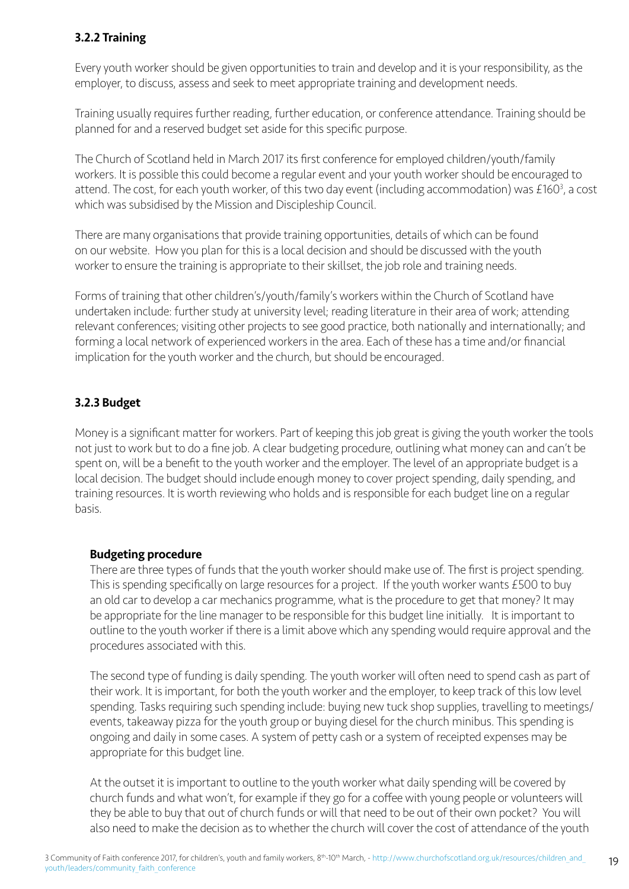### 3.2.2 Training

Every youth worker should be given opportunities to train and develop and it is your responsibility, as the employer, to discuss, assess and seek to meet appropriate training and development needs.

Training usually requires further reading, further education, or conference attendance. Training should be planned for and a reserved budget set aside for this specific purpose.

The Church of Scotland held in March 2017 its first conference for employed children/youth/family workers. It is possible this could become a regular event and your youth worker should be encouraged to attend. The cost, for each youth worker, of this two day event (including accommodation) was £160[3], a cost which was subsidised by the Mission and Discipleship Council.

There are many organisations that provide training opportunities, details of which can be found on our website. How you plan for this is a local decision and should be discussed with the youth worker to ensure the training is appropriate to their skillset, the job role and training needs.

Forms of training that other children's/youth/family's workers within the Church of Scotland have undertaken include: further study at university level; reading literature in their area of work; attending relevant conferences; visiting other projects to see good practice, both nationally and internationally; and forming a local network of experienced workers in the area. Each of these has a time and/or financial implication for the youth worker and the church, but should be encouraged.

### 3.2.3 Budget

Money is a significant matter for workers. Part of keeping this job great is giving the youth worker the tools not just to work but to do a fine job. A clear budgeting procedure, outlining what money can and can't be spent on, will be a benefit to the youth worker and the employer. The level of an appropriate budget is a local decision. The budget should include enough money to cover project spending, daily spending, and training resources. It is worth reviewing who holds and is responsible for each budget line on a regular basis.

**Budgeting procedure**

There are three types of funds that the youth worker should make use of. The first is project spending. This is spending specifically on large resources for a project. If the youth worker wants £500 to buy an old car to develop a car mechanics programme, what is the procedure to get that money? It may be appropriate for the line manager to be responsible for this budget line initially. It is important to outline to the youth worker if there is a limit above which any spending would require approval and the procedures associated with this.

The second type of funding is daily spending. The youth worker will often need to spend cash as part of their work. It is important, for both the youth worker and the employer, to keep track of this low level spending. Tasks requiring such spending include: buying new tuck shop supplies, travelling to meetings/events, takeaway pizza for the youth group or buying diesel for the church minibus. This spending is ongoing and daily in some cases. A system of petty cash or a system of receipted expenses may be appropriate for this budget line.

At the outset it is important to outline to the youth worker what daily spending will be covered by church funds and what won't, for example if they go for a coffee with young people or volunteers will they be able to buy that out of church funds or will that need to be out of their own pocket? You will also need to make the decision as to whether the church will cover the cost of attendance of the youth

[3] Community of Faith conference 2017, for children's, youth and family workers, 8th-10th March, - http://www.churchofscotland.org.uk/resources/children_and_youth/leaders/community_faith_conference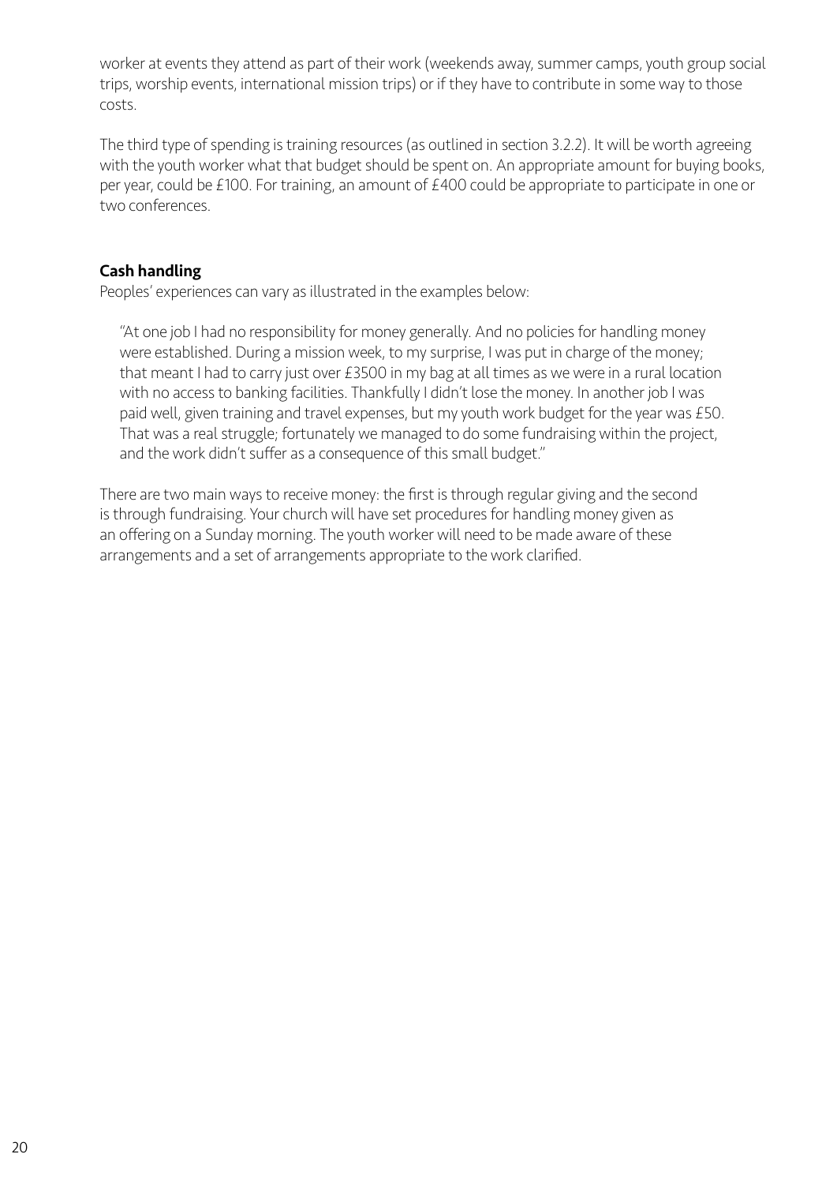worker at events they attend as part of their work (weekends away, summer camps, youth group social trips, worship events, international mission trips) or if they have to contribute in some way to those costs.

The third type of spending is training resources (as outlined in section 3.2.2). It will be worth agreeing with the youth worker what that budget should be spent on. An appropriate amount for buying books, per year, could be £100. For training, an amount of £400 could be appropriate to participate in one or two conferences.

**Cash handling**

Peoples' experiences can vary as illustrated in the examples below:

> "At one job I had no responsibility for money generally. And no policies for handling money were established. During a mission week, to my surprise, I was put in charge of the money; that meant I had to carry just over £3500 in my bag at all times as we were in a rural location with no access to banking facilities. Thankfully I didn't lose the money. In another job I was paid well, given training and travel expenses, but my youth work budget for the year was £50. That was a real struggle; fortunately we managed to do some fundraising within the project, and the work didn't suffer as a consequence of this small budget."

There are two main ways to receive money: the first is through regular giving and the second is through fundraising. Your church will have set procedures for handling money given as an offering on a Sunday morning. The youth worker will need to be made aware of these arrangements and a set of arrangements appropriate to the work clarified.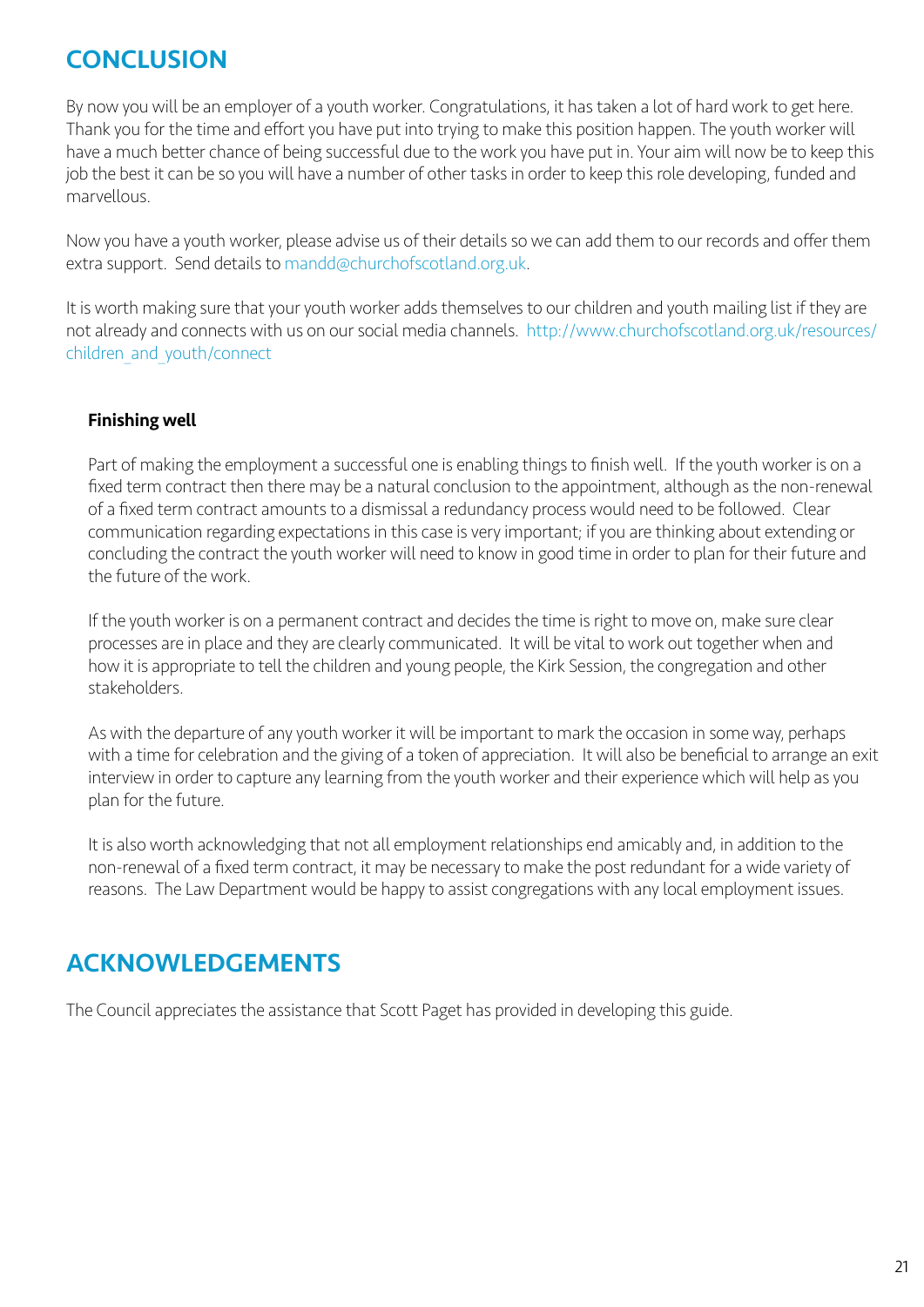## CONCLUSION

By now you will be an employer of a youth worker. Congratulations, it has taken a lot of hard work to get here. Thank you for the time and effort you have put into trying to make this position happen. The youth worker will have a much better chance of being successful due to the work you have put in. Your aim will now be to keep this job the best it can be so you will have a number of other tasks in order to keep this role developing, funded and marvellous.

Now you have a youth worker, please advise us of their details so we can add them to our records and offer them extra support. Send details to mandd@churchofscotland.org.uk.

It is worth making sure that your youth worker adds themselves to our children and youth mailing list if they are not already and connects with us on our social media channels. http://www.churchofscotland.org.uk/resources/children_and_youth/connect

**Finishing well**

Part of making the employment a successful one is enabling things to finish well. If the youth worker is on a fixed term contract then there may be a natural conclusion to the appointment, although as the non-renewal of a fixed term contract amounts to a dismissal a redundancy process would need to be followed. Clear communication regarding expectations in this case is very important; if you are thinking about extending or concluding the contract the youth worker will need to know in good time in order to plan for their future and the future of the work.

If the youth worker is on a permanent contract and decides the time is right to move on, make sure clear processes are in place and they are clearly communicated. It will be vital to work out together when and how it is appropriate to tell the children and young people, the Kirk Session, the congregation and other stakeholders.

As with the departure of any youth worker it will be important to mark the occasion in some way, perhaps with a time for celebration and the giving of a token of appreciation. It will also be beneficial to arrange an exit interview in order to capture any learning from the youth worker and their experience which will help as you plan for the future.

It is also worth acknowledging that not all employment relationships end amicably and, in addition to the non-renewal of a fixed term contract, it may be necessary to make the post redundant for a wide variety of reasons. The Law Department would be happy to assist congregations with any local employment issues.

## ACKNOWLEDGEMENTS

The Council appreciates the assistance that Scott Paget has provided in developing this guide.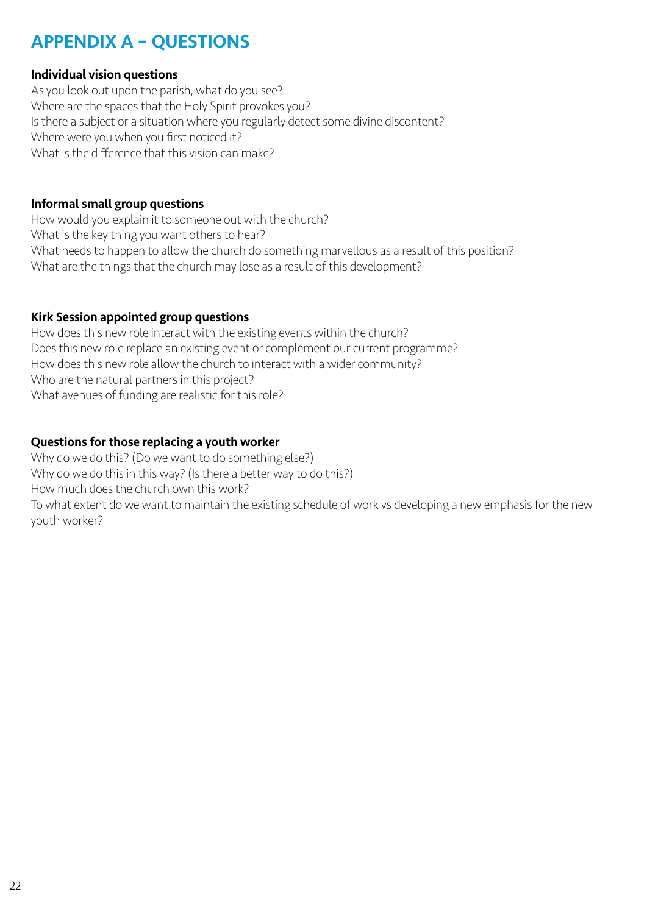## APPENDIX A – QUESTIONS

**Individual vision questions**

As you look out upon the parish, what do you see?
Where are the spaces that the Holy Spirit provokes you?
Is there a subject or a situation where you regularly detect some divine discontent?
Where were you when you first noticed it?
What is the difference that this vision can make?

**Informal small group questions**

How would you explain it to someone out with the church?
What is the key thing you want others to hear?
What needs to happen to allow the church do something marvellous as a result of this position?
What are the things that the church may lose as a result of this development?

**Kirk Session appointed group questions**

How does this new role interact with the existing events within the church?
Does this new role replace an existing event or complement our current programme?
How does this new role allow the church to interact with a wider community?
Who are the natural partners in this project?
What avenues of funding are realistic for this role?

**Questions for those replacing a youth worker**

Why do we do this? (Do we want to do something else?)
Why do we do this in this way? (Is there a better way to do this?)
How much does the church own this work?
To what extent do we want to maintain the existing schedule of work vs developing a new emphasis for the new youth worker?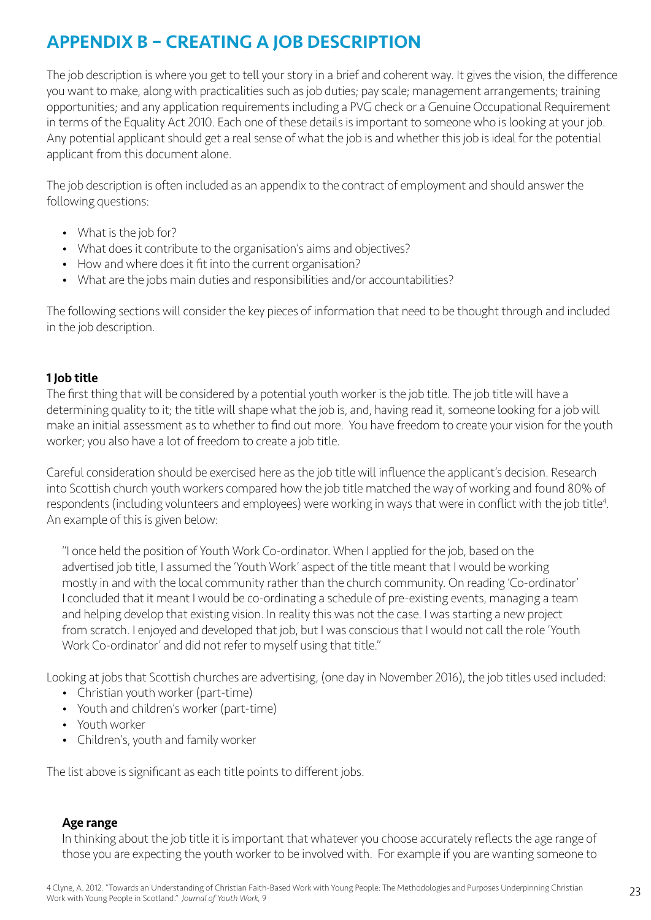# APPENDIX B – CREATING A JOB DESCRIPTION

The job description is where you get to tell your story in a brief and coherent way. It gives the vision, the difference you want to make, along with practicalities such as job duties; pay scale; management arrangements; training opportunities; and any application requirements including a PVG check or a Genuine Occupational Requirement in terms of the Equality Act 2010. Each one of these details is important to someone who is looking at your job. Any potential applicant should get a real sense of what the job is and whether this job is ideal for the potential applicant from this document alone.

The job description is often included as an appendix to the contract of employment and should answer the following questions:

- What is the job for?
- What does it contribute to the organisation's aims and objectives?
- How and where does it fit into the current organisation?
- What are the jobs main duties and responsibilities and/or accountabilities?

The following sections will consider the key pieces of information that need to be thought through and included in the job description.

**1 Job title**

The first thing that will be considered by a potential youth worker is the job title. The job title will have a determining quality to it; the title will shape what the job is, and, having read it, someone looking for a job will make an initial assessment as to whether to find out more. You have freedom to create your vision for the youth worker; you also have a lot of freedom to create a job title.

Careful consideration should be exercised here as the job title will influence the applicant's decision. Research into Scottish church youth workers compared how the job title matched the way of working and found 80% of respondents (including volunteers and employees) were working in ways that were in conflict with the job title[4]. An example of this is given below:

> "I once held the position of Youth Work Co-ordinator. When I applied for the job, based on the advertised job title, I assumed the 'Youth Work' aspect of the title meant that I would be working mostly in and with the local community rather than the church community. On reading 'Co-ordinator' I concluded that it meant I would be co-ordinating a schedule of pre-existing events, managing a team and helping develop that existing vision. In reality this was not the case. I was starting a new project from scratch. I enjoyed and developed that job, but I was conscious that I would not call the role 'Youth Work Co-ordinator' and did not refer to myself using that title."

Looking at jobs that Scottish churches are advertising, (one day in November 2016), the job titles used included:

- Christian youth worker (part-time)
- Youth and children's worker (part-time)
- Youth worker
- Children's, youth and family worker

The list above is significant as each title points to different jobs.

**Age range**

In thinking about the job title it is important that whatever you choose accurately reflects the age range of those you are expecting the youth worker to be involved with. For example if you are wanting someone to

4 Clyne, A. 2012. "Towards an Understanding of Christian Faith-Based Work with Young People: The Methodologies and Purposes Underpinning Christian Work with Young People in Scotland." *Journal of Youth Work,* 9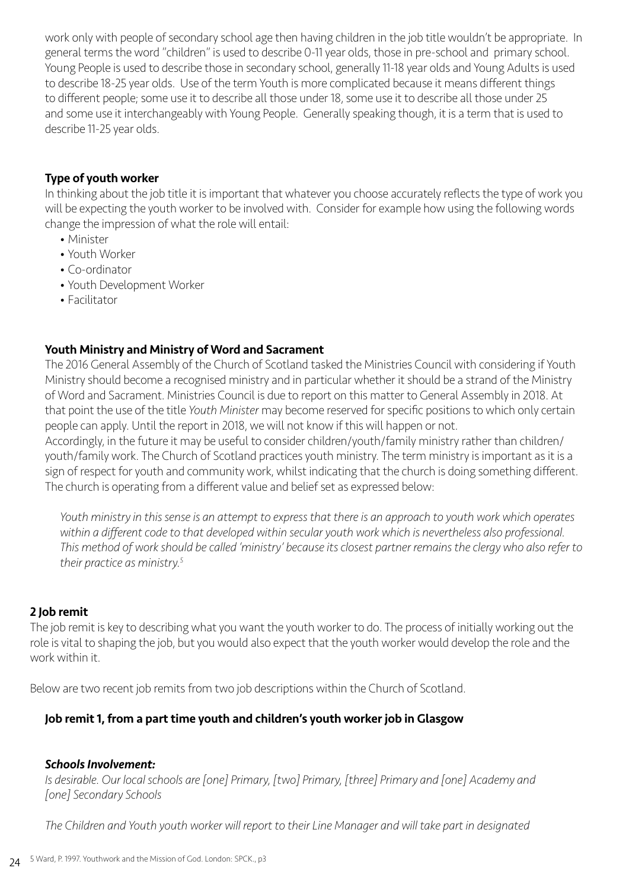work only with people of secondary school age then having children in the job title wouldn't be appropriate. In general terms the word "children" is used to describe 0-11 year olds, those in pre-school and primary school. Young People is used to describe those in secondary school, generally 11-18 year olds and Young Adults is used to describe 18-25 year olds. Use of the term Youth is more complicated because it means different things to different people; some use it to describe all those under 18, some use it to describe all those under 25 and some use it interchangeably with Young People. Generally speaking though, it is a term that is used to describe 11-25 year olds.

### Type of youth worker

In thinking about the job title it is important that whatever you choose accurately reflects the type of work you will be expecting the youth worker to be involved with. Consider for example how using the following words change the impression of what the role will entail:

- Minister
- Youth Worker
- Co-ordinator
- Youth Development Worker
- Facilitator

### Youth Ministry and Ministry of Word and Sacrament

The 2016 General Assembly of the Church of Scotland tasked the Ministries Council with considering if Youth Ministry should become a recognised ministry and in particular whether it should be a strand of the Ministry of Word and Sacrament. Ministries Council is due to report on this matter to General Assembly in 2018. At that point the use of the title *Youth Minister* may become reserved for specific positions to which only certain people can apply. Until the report in 2018, we will not know if this will happen or not.
Accordingly, in the future it may be useful to consider children/youth/family ministry rather than children/youth/family work. The Church of Scotland practices youth ministry. The term ministry is important as it is a sign of respect for youth and community work, whilst indicating that the church is doing something different. The church is operating from a different value and belief set as expressed below:

> *Youth ministry in this sense is an attempt to express that there is an approach to youth work which operates within a different code to that developed within secular youth work which is nevertheless also professional. This method of work should be called 'ministry' because its closest partner remains the clergy who also refer to their practice as ministry.*[5]

## 2 Job remit

The job remit is key to describing what you want the youth worker to do. The process of initially working out the role is vital to shaping the job, but you would also expect that the youth worker would develop the role and the work within it.

Below are two recent job remits from two job descriptions within the Church of Scotland.

### Job remit 1, from a part time youth and children's youth worker job in Glasgow

***Schools Involvement:***

*Is desirable. Our local schools are [one] Primary, [two] Primary, [three] Primary and [one] Academy and [one] Secondary Schools*

*The Children and Youth youth worker will report to their Line Manager and will take part in designated*

5 Ward, P. 1997. Youthwork and the Mission of God. London: SPCK., p3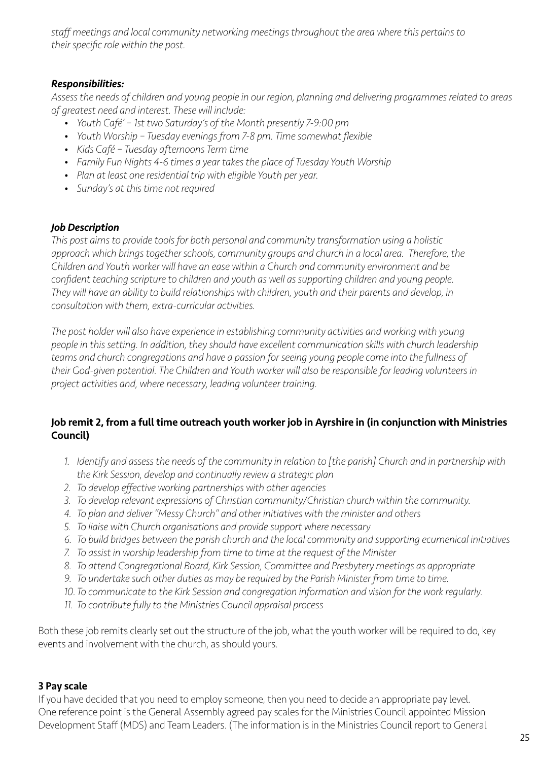*staff meetings and local community networking meetings throughout the area where this pertains to their specific role within the post.*

***Responsibilities:***

*Assess the needs of children and young people in our region, planning and delivering programmes related to areas of greatest need and interest. These will include:*

- *Youth Café' – 1st two Saturday's of the Month presently 7-9:00 pm*
- *Youth Worship – Tuesday evenings from 7-8 pm. Time somewhat flexible*
- *Kids Café – Tuesday afternoons Term time*
- *Family Fun Nights 4-6 times a year takes the place of Tuesday Youth Worship*
- *Plan at least one residential trip with eligible Youth per year.*
- *Sunday's at this time not required*

***Job Description***

*This post aims to provide tools for both personal and community transformation using a holistic approach which brings together schools, community groups and church in a local area. Therefore, the Children and Youth worker will have an ease within a Church and community environment and be confident teaching scripture to children and youth as well as supporting children and young people. They will have an ability to build relationships with children, youth and their parents and develop, in consultation with them, extra-curricular activities.*

*The post holder will also have experience in establishing community activities and working with young people in this setting. In addition, they should have excellent communication skills with church leadership teams and church congregations and have a passion for seeing young people come into the fullness of their God-given potential. The Children and Youth worker will also be responsible for leading volunteers in project activities and, where necessary, leading volunteer training.*

**Job remit 2, from a full time outreach youth worker job in Ayrshire in (in conjunction with Ministries Council)**

1. *Identify and assess the needs of the community in relation to [the parish] Church and in partnership with the Kirk Session, develop and continually review a strategic plan*
2. *To develop effective working partnerships with other agencies*
3. *To develop relevant expressions of Christian community/Christian church within the community.*
4. *To plan and deliver "Messy Church" and other initiatives with the minister and others*
5. *To liaise with Church organisations and provide support where necessary*
6. *To build bridges between the parish church and the local community and supporting ecumenical initiatives*
7. *To assist in worship leadership from time to time at the request of the Minister*
8. *To attend Congregational Board, Kirk Session, Committee and Presbytery meetings as appropriate*
9. *To undertake such other duties as may be required by the Parish Minister from time to time.*
10. *To communicate to the Kirk Session and congregation information and vision for the work regularly.*
11. *To contribute fully to the Ministries Council appraisal process*

Both these job remits clearly set out the structure of the job, what the youth worker will be required to do, key events and involvement with the church, as should yours.

**3 Pay scale**

If you have decided that you need to employ someone, then you need to decide an appropriate pay level. One reference point is the General Assembly agreed pay scales for the Ministries Council appointed Mission Development Staff (MDS) and Team Leaders. (The information is in the Ministries Council report to General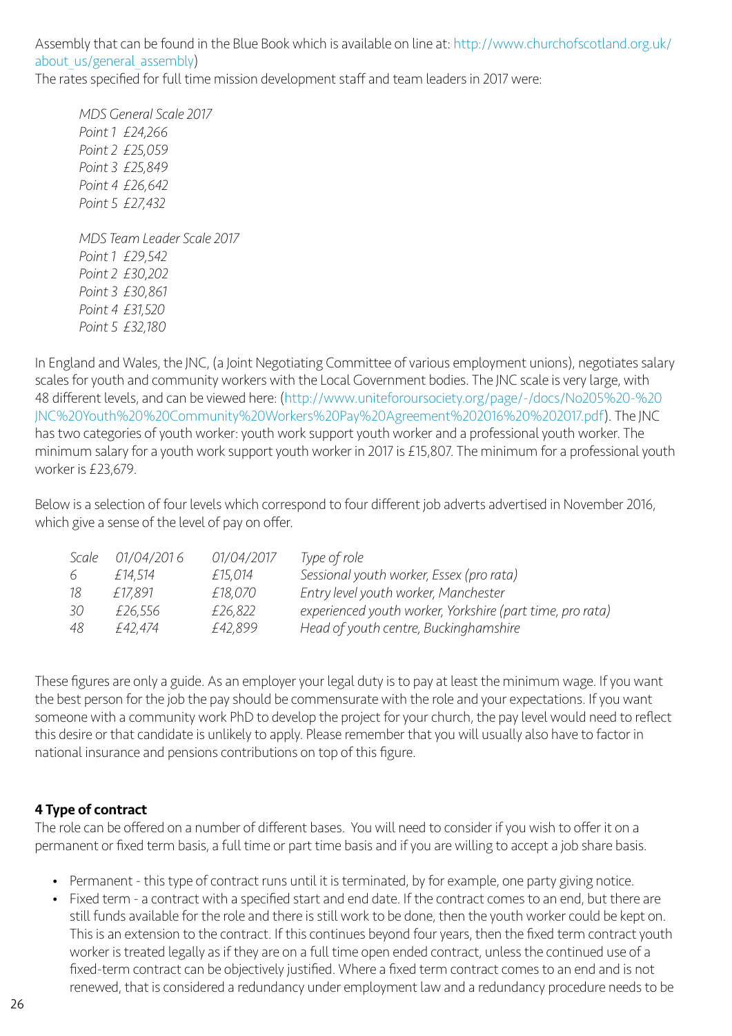Assembly that can be found in the Blue Book which is available on line at: http://www.churchofscotland.org.uk/about_us/general_assembly)

The rates specified for full time mission development staff and team leaders in 2017 were:

*MDS General Scale 2017*
*Point 1 £24,266*
*Point 2 £25,059*
*Point 3 £25,849*
*Point 4 £26,642*
*Point 5 £27,432*

*MDS Team Leader Scale 2017*
*Point 1 £29,542*
*Point 2 £30,202*
*Point 3 £30,861*
*Point 4 £31,520*
*Point 5 £32,180*

In England and Wales, the JNC, (a Joint Negotiating Committee of various employment unions), negotiates salary scales for youth and community workers with the Local Government bodies. The JNC scale is very large, with 48 different levels, and can be viewed here: (http://www.uniteforoursociety.org/page/-/docs/No205%20-%20JNC%20Youth%20%20Community%20Workers%20Pay%20Agreement%202016%20%202017.pdf). The JNC has two categories of youth worker: youth work support youth worker and a professional youth worker. The minimum salary for a youth work support youth worker in 2017 is £15,807. The minimum for a professional youth worker is £23,679.

Below is a selection of four levels which correspond to four different job adverts advertised in November 2016, which give a sense of the level of pay on offer.

| *Scale* | *01/04/2016* | *01/04/2017* | *Type of role* |
|---|---|---|---|
| *6* | *£14,514* | *£15,014* | *Sessional youth worker, Essex (pro rata)* |
| *18* | *£17,891* | *£18,070* | *Entry level youth worker, Manchester* |
| *30* | *£26,556* | *£26,822* | *experienced youth worker, Yorkshire (part time, pro rata)* |
| *48* | *£42,474* | *£42,899* | *Head of youth centre, Buckinghamshire* |

These figures are only a guide. As an employer your legal duty is to pay at least the minimum wage. If you want the best person for the job the pay should be commensurate with the role and your expectations. If you want someone with a community work PhD to develop the project for your church, the pay level would need to reflect this desire or that candidate is unlikely to apply. Please remember that you will usually also have to factor in national insurance and pensions contributions on top of this figure.

**4 Type of contract**

The role can be offered on a number of different bases. You will need to consider if you wish to offer it on a permanent or fixed term basis, a full time or part time basis and if you are willing to accept a job share basis.

- Permanent - this type of contract runs until it is terminated, by for example, one party giving notice.
- Fixed term - a contract with a specified start and end date. If the contract comes to an end, but there are still funds available for the role and there is still work to be done, then the youth worker could be kept on. This is an extension to the contract. If this continues beyond four years, then the fixed term contract youth worker is treated legally as if they are on a full time open ended contract, unless the continued use of a fixed-term contract can be objectively justified. Where a fixed term contract comes to an end and is not renewed, that is considered a redundancy under employment law and a redundancy procedure needs to be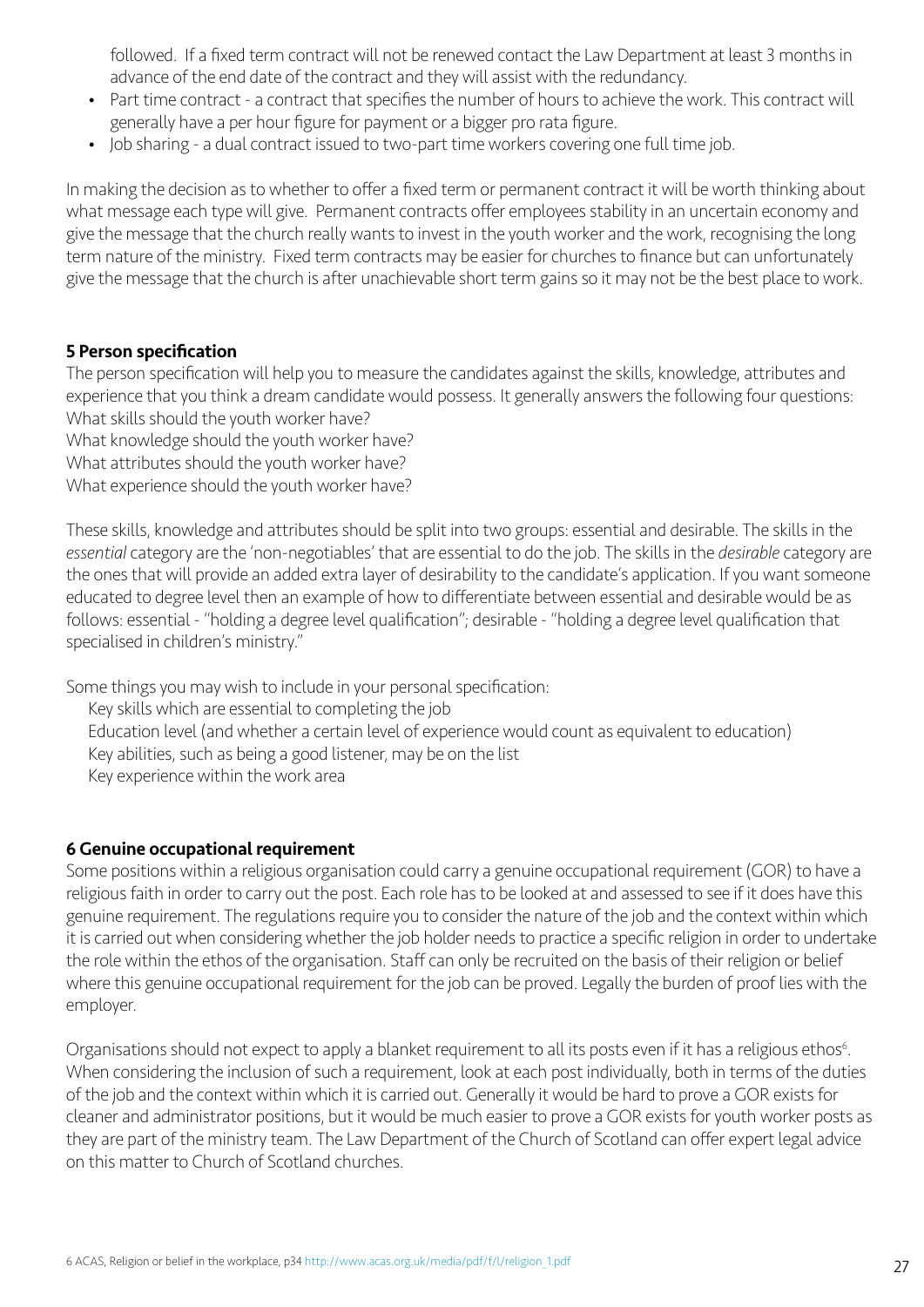followed. If a fixed term contract will not be renewed contact the Law Department at least 3 months in advance of the end date of the contract and they will assist with the redundancy.

- Part time contract - a contract that specifies the number of hours to achieve the work. This contract will generally have a per hour figure for payment or a bigger pro rata figure.
- Job sharing - a dual contract issued to two-part time workers covering one full time job.

In making the decision as to whether to offer a fixed term or permanent contract it will be worth thinking about what message each type will give. Permanent contracts offer employees stability in an uncertain economy and give the message that the church really wants to invest in the youth worker and the work, recognising the long term nature of the ministry. Fixed term contracts may be easier for churches to finance but can unfortunately give the message that the church is after unachievable short term gains so it may not be the best place to work.

**5 Person specification**

The person specification will help you to measure the candidates against the skills, knowledge, attributes and experience that you think a dream candidate would possess. It generally answers the following four questions:
What skills should the youth worker have?
What knowledge should the youth worker have?
What attributes should the youth worker have?
What experience should the youth worker have?

These skills, knowledge and attributes should be split into two groups: essential and desirable. The skills in the *essential* category are the 'non-negotiables' that are essential to do the job. The skills in the *desirable* category are the ones that will provide an added extra layer of desirability to the candidate's application. If you want someone educated to degree level then an example of how to differentiate between essential and desirable would be as follows: essential - "holding a degree level qualification"; desirable - "holding a degree level qualification that specialised in children's ministry."

Some things you may wish to include in your personal specification:
Key skills which are essential to completing the job
Education level (and whether a certain level of experience would count as equivalent to education)
Key abilities, such as being a good listener, may be on the list
Key experience within the work area

**6 Genuine occupational requirement**

Some positions within a religious organisation could carry a genuine occupational requirement (GOR) to have a religious faith in order to carry out the post. Each role has to be looked at and assessed to see if it does have this genuine requirement. The regulations require you to consider the nature of the job and the context within which it is carried out when considering whether the job holder needs to practice a specific religion in order to undertake the role within the ethos of the organisation. Staff can only be recruited on the basis of their religion or belief where this genuine occupational requirement for the job can be proved. Legally the burden of proof lies with the employer.

Organisations should not expect to apply a blanket requirement to all its posts even if it has a religious ethos[6]. When considering the inclusion of such a requirement, look at each post individually, both in terms of the duties of the job and the context within which it is carried out. Generally it would be hard to prove a GOR exists for cleaner and administrator positions, but it would be much easier to prove a GOR exists for youth worker posts as they are part of the ministry team. The Law Department of the Church of Scotland can offer expert legal advice on this matter to Church of Scotland churches.

6 ACAS, Religion or belief in the workplace, p34 http://www.acas.org.uk/media/pdf/f/l/religion_1.pdf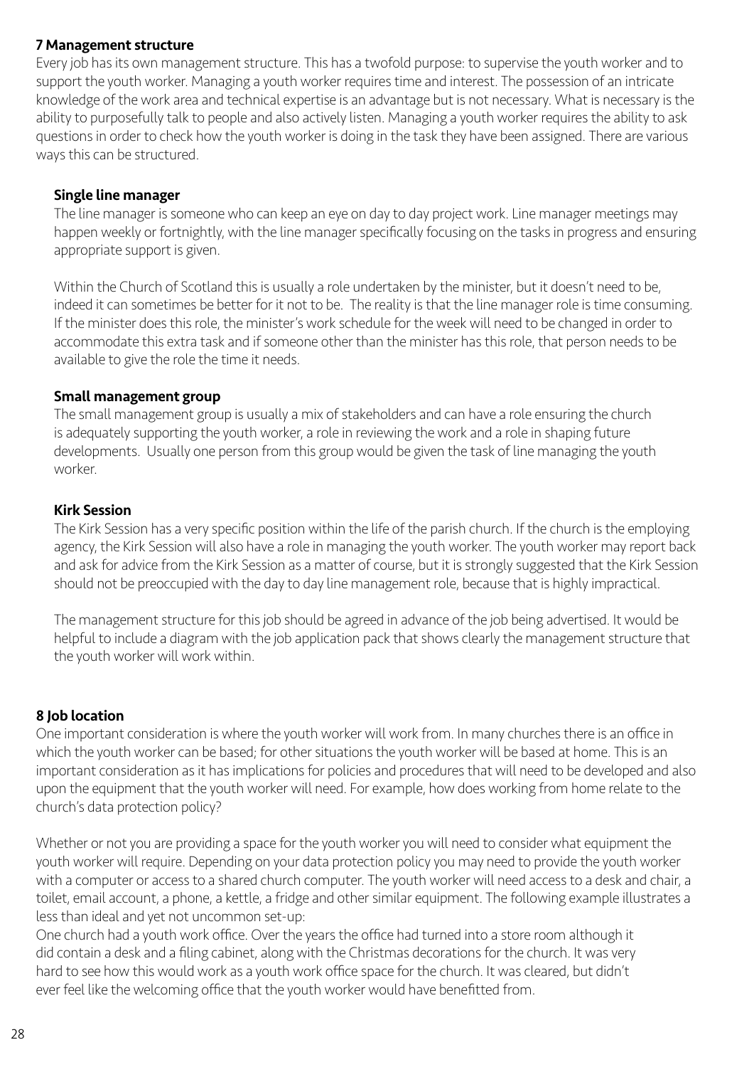## 7 Management structure

Every job has its own management structure. This has a twofold purpose: to supervise the youth worker and to support the youth worker. Managing a youth worker requires time and interest. The possession of an intricate knowledge of the work area and technical expertise is an advantage but is not necessary. What is necessary is the ability to purposefully talk to people and also actively listen. Managing a youth worker requires the ability to ask questions in order to check how the youth worker is doing in the task they have been assigned. There are various ways this can be structured.

### Single line manager

The line manager is someone who can keep an eye on day to day project work. Line manager meetings may happen weekly or fortnightly, with the line manager specifically focusing on the tasks in progress and ensuring appropriate support is given.

Within the Church of Scotland this is usually a role undertaken by the minister, but it doesn't need to be, indeed it can sometimes be better for it not to be. The reality is that the line manager role is time consuming. If the minister does this role, the minister's work schedule for the week will need to be changed in order to accommodate this extra task and if someone other than the minister has this role, that person needs to be available to give the role the time it needs.

### Small management group

The small management group is usually a mix of stakeholders and can have a role ensuring the church is adequately supporting the youth worker, a role in reviewing the work and a role in shaping future developments. Usually one person from this group would be given the task of line managing the youth worker.

### Kirk Session

The Kirk Session has a very specific position within the life of the parish church. If the church is the employing agency, the Kirk Session will also have a role in managing the youth worker. The youth worker may report back and ask for advice from the Kirk Session as a matter of course, but it is strongly suggested that the Kirk Session should not be preoccupied with the day to day line management role, because that is highly impractical.

The management structure for this job should be agreed in advance of the job being advertised. It would be helpful to include a diagram with the job application pack that shows clearly the management structure that the youth worker will work within.

## 8 Job location

One important consideration is where the youth worker will work from. In many churches there is an office in which the youth worker can be based; for other situations the youth worker will be based at home. This is an important consideration as it has implications for policies and procedures that will need to be developed and also upon the equipment that the youth worker will need. For example, how does working from home relate to the church's data protection policy?

Whether or not you are providing a space for the youth worker you will need to consider what equipment the youth worker will require. Depending on your data protection policy you may need to provide the youth worker with a computer or access to a shared church computer. The youth worker will need access to a desk and chair, a toilet, email account, a phone, a kettle, a fridge and other similar equipment. The following example illustrates a less than ideal and yet not uncommon set-up:

One church had a youth work office. Over the years the office had turned into a store room although it did contain a desk and a filing cabinet, along with the Christmas decorations for the church. It was very hard to see how this would work as a youth work office space for the church. It was cleared, but didn't ever feel like the welcoming office that the youth worker would have benefitted from.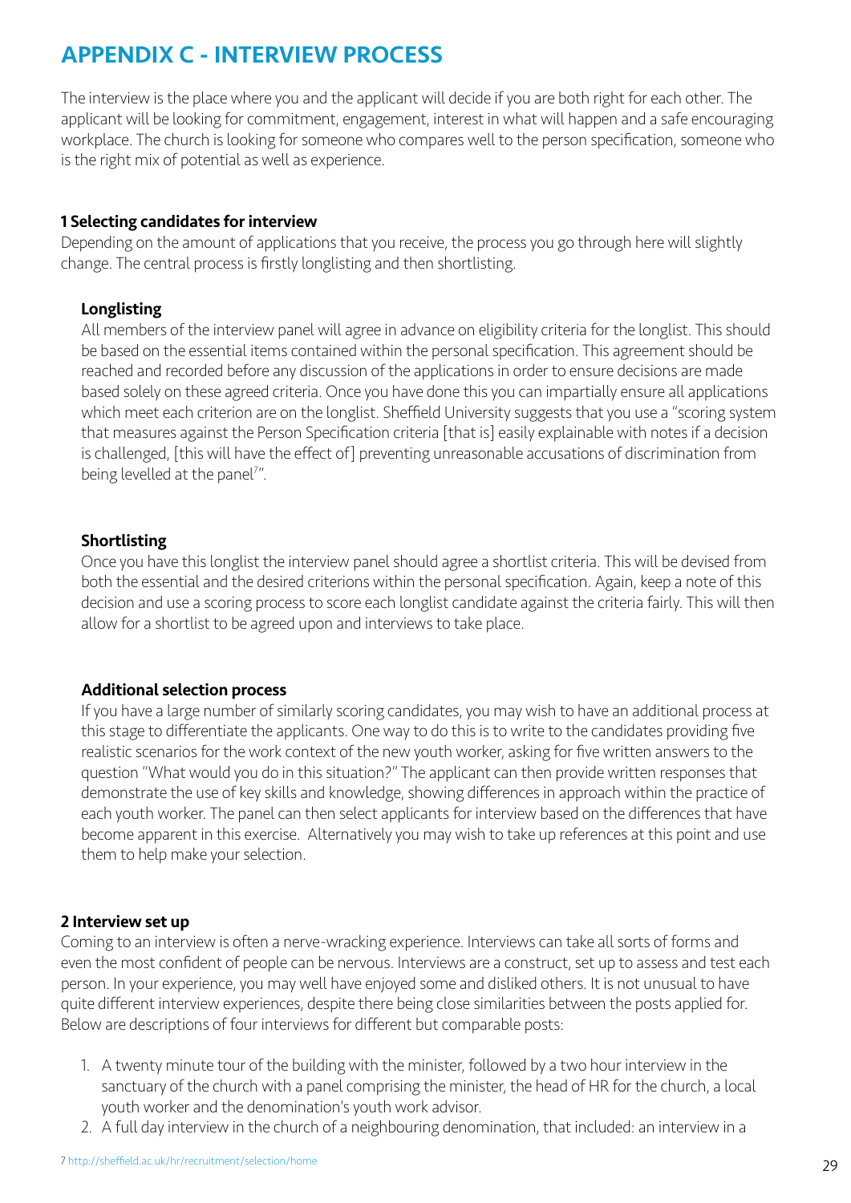# APPENDIX C - INTERVIEW PROCESS

The interview is the place where you and the applicant will decide if you are both right for each other. The applicant will be looking for commitment, engagement, interest in what will happen and a safe encouraging workplace. The church is looking for someone who compares well to the person specification, someone who is the right mix of potential as well as experience.

## 1 Selecting candidates for interview

Depending on the amount of applications that you receive, the process you go through here will slightly change. The central process is firstly longlisting and then shortlisting.

### Longlisting

All members of the interview panel will agree in advance on eligibility criteria for the longlist. This should be based on the essential items contained within the personal specification. This agreement should be reached and recorded before any discussion of the applications in order to ensure decisions are made based solely on these agreed criteria. Once you have done this you can impartially ensure all applications which meet each criterion are on the longlist. Sheffield University suggests that you use a "scoring system that measures against the Person Specification criteria [that is] easily explainable with notes if a decision is challenged, [this will have the effect of] preventing unreasonable accusations of discrimination from being levelled at the panel[7]".

### Shortlisting

Once you have this longlist the interview panel should agree a shortlist criteria. This will be devised from both the essential and the desired criterions within the personal specification. Again, keep a note of this decision and use a scoring process to score each longlist candidate against the criteria fairly. This will then allow for a shortlist to be agreed upon and interviews to take place.

### Additional selection process

If you have a large number of similarly scoring candidates, you may wish to have an additional process at this stage to differentiate the applicants. One way to do this is to write to the candidates providing five realistic scenarios for the work context of the new youth worker, asking for five written answers to the question "What would you do in this situation?" The applicant can then provide written responses that demonstrate the use of key skills and knowledge, showing differences in approach within the practice of each youth worker. The panel can then select applicants for interview based on the differences that have become apparent in this exercise. Alternatively you may wish to take up references at this point and use them to help make your selection.

## 2 Interview set up

Coming to an interview is often a nerve-wracking experience. Interviews can take all sorts of forms and even the most confident of people can be nervous. Interviews are a construct, set up to assess and test each person. In your experience, you may well have enjoyed some and disliked others. It is not unusual to have quite different interview experiences, despite there being close similarities between the posts applied for. Below are descriptions of four interviews for different but comparable posts:

1. A twenty minute tour of the building with the minister, followed by a two hour interview in the sanctuary of the church with a panel comprising the minister, the head of HR for the church, a local youth worker and the denomination's youth work advisor.
2. A full day interview in the church of a neighbouring denomination, that included: an interview in a

7 http://sheffield.ac.uk/hr/recruitment/selection/home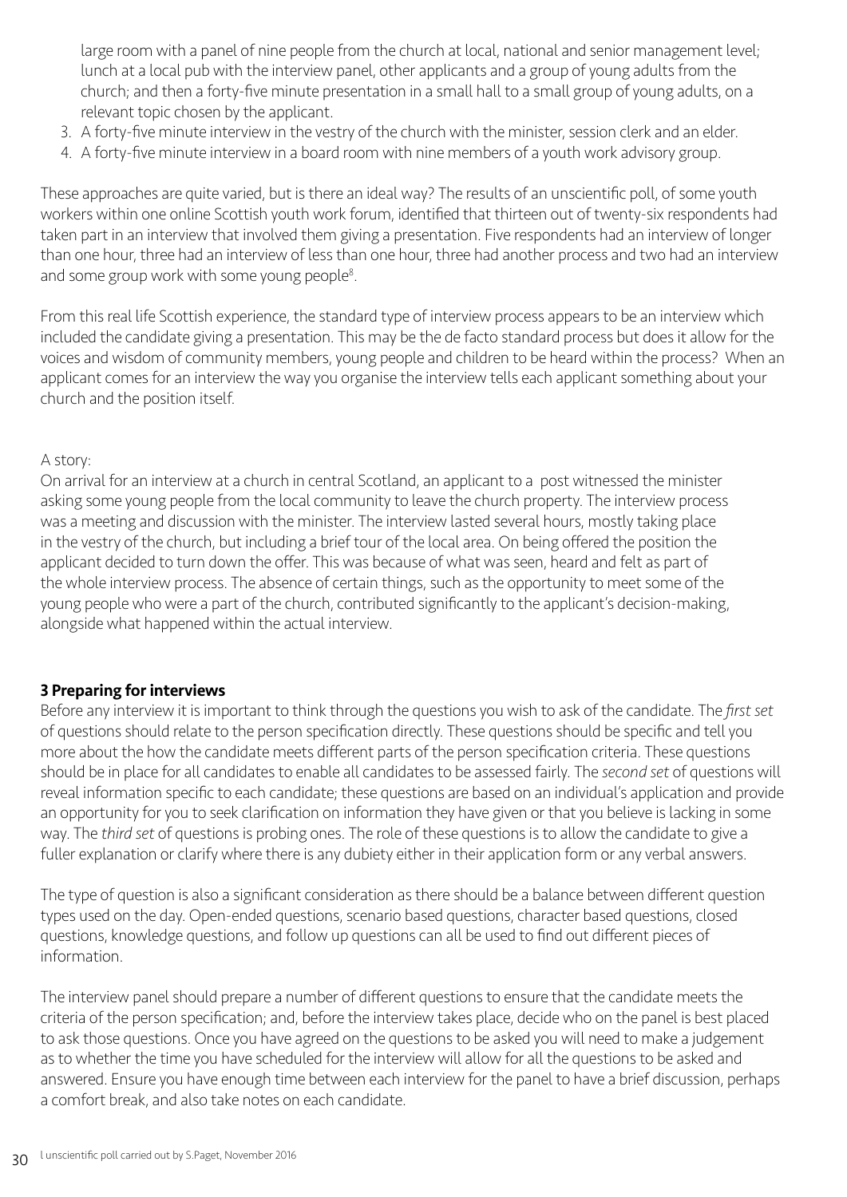large room with a panel of nine people from the church at local, national and senior management level; lunch at a local pub with the interview panel, other applicants and a group of young adults from the church; and then a forty-five minute presentation in a small hall to a small group of young adults, on a relevant topic chosen by the applicant.

3. A forty-five minute interview in the vestry of the church with the minister, session clerk and an elder.
4. A forty-five minute interview in a board room with nine members of a youth work advisory group.

These approaches are quite varied, but is there an ideal way? The results of an unscientific poll, of some youth workers within one online Scottish youth work forum, identified that thirteen out of twenty-six respondents had taken part in an interview that involved them giving a presentation. Five respondents had an interview of longer than one hour, three had an interview of less than one hour, three had another process and two had an interview and some group work with some young people[8].

From this real life Scottish experience, the standard type of interview process appears to be an interview which included the candidate giving a presentation. This may be the de facto standard process but does it allow for the voices and wisdom of community members, young people and children to be heard within the process? When an applicant comes for an interview the way you organise the interview tells each applicant something about your church and the position itself.

A story:
On arrival for an interview at a church in central Scotland, an applicant to a post witnessed the minister asking some young people from the local community to leave the church property. The interview process was a meeting and discussion with the minister. The interview lasted several hours, mostly taking place in the vestry of the church, but including a brief tour of the local area. On being offered the position the applicant decided to turn down the offer. This was because of what was seen, heard and felt as part of the whole interview process. The absence of certain things, such as the opportunity to meet some of the young people who were a part of the church, contributed significantly to the applicant's decision-making, alongside what happened within the actual interview.

## 3 Preparing for interviews

Before any interview it is important to think through the questions you wish to ask of the candidate. The *first set* of questions should relate to the person specification directly. These questions should be specific and tell you more about the how the candidate meets different parts of the person specification criteria. These questions should be in place for all candidates to enable all candidates to be assessed fairly. The *second set* of questions will reveal information specific to each candidate; these questions are based on an individual's application and provide an opportunity for you to seek clarification on information they have given or that you believe is lacking in some way. The *third set* of questions is probing ones. The role of these questions is to allow the candidate to give a fuller explanation or clarify where there is any dubiety either in their application form or any verbal answers.

The type of question is also a significant consideration as there should be a balance between different question types used on the day. Open-ended questions, scenario based questions, character based questions, closed questions, knowledge questions, and follow up questions can all be used to find out different pieces of information.

The interview panel should prepare a number of different questions to ensure that the candidate meets the criteria of the person specification; and, before the interview takes place, decide who on the panel is best placed to ask those questions. Once you have agreed on the questions to be asked you will need to make a judgement as to whether the time you have scheduled for the interview will allow for all the questions to be asked and answered. Ensure you have enough time between each interview for the panel to have a brief discussion, perhaps a comfort break, and also take notes on each candidate.

l unscientific poll carried out by S.Paget, November 2016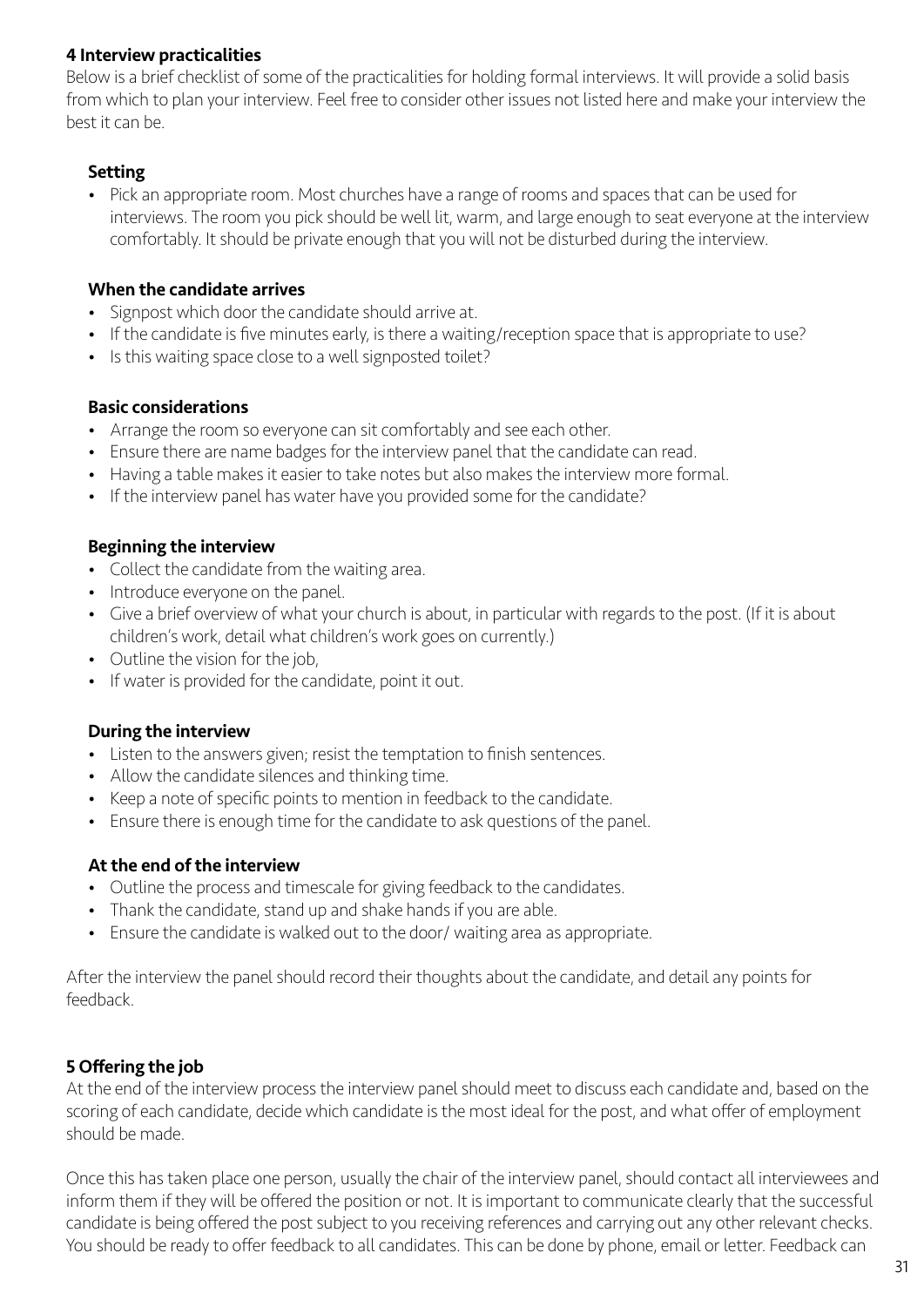## 4 Interview practicalities

Below is a brief checklist of some of the practicalities for holding formal interviews. It will provide a solid basis from which to plan your interview. Feel free to consider other issues not listed here and make your interview the best it can be.

### Setting

- Pick an appropriate room. Most churches have a range of rooms and spaces that can be used for interviews. The room you pick should be well lit, warm, and large enough to seat everyone at the interview comfortably. It should be private enough that you will not be disturbed during the interview.

### When the candidate arrives

- Signpost which door the candidate should arrive at.
- If the candidate is five minutes early, is there a waiting/reception space that is appropriate to use?
- Is this waiting space close to a well signposted toilet?

### Basic considerations

- Arrange the room so everyone can sit comfortably and see each other.
- Ensure there are name badges for the interview panel that the candidate can read.
- Having a table makes it easier to take notes but also makes the interview more formal.
- If the interview panel has water have you provided some for the candidate?

### Beginning the interview

- Collect the candidate from the waiting area.
- Introduce everyone on the panel.
- Give a brief overview of what your church is about, in particular with regards to the post. (If it is about children's work, detail what children's work goes on currently.)
- Outline the vision for the job,
- If water is provided for the candidate, point it out.

### During the interview

- Listen to the answers given; resist the temptation to finish sentences.
- Allow the candidate silences and thinking time.
- Keep a note of specific points to mention in feedback to the candidate.
- Ensure there is enough time for the candidate to ask questions of the panel.

### At the end of the interview

- Outline the process and timescale for giving feedback to the candidates.
- Thank the candidate, stand up and shake hands if you are able.
- Ensure the candidate is walked out to the door/ waiting area as appropriate.

After the interview the panel should record their thoughts about the candidate, and detail any points for feedback.

## 5 Offering the job

At the end of the interview process the interview panel should meet to discuss each candidate and, based on the scoring of each candidate, decide which candidate is the most ideal for the post, and what offer of employment should be made.

Once this has taken place one person, usually the chair of the interview panel, should contact all interviewees and inform them if they will be offered the position or not. It is important to communicate clearly that the successful candidate is being offered the post subject to you receiving references and carrying out any other relevant checks. You should be ready to offer feedback to all candidates. This can be done by phone, email or letter. Feedback can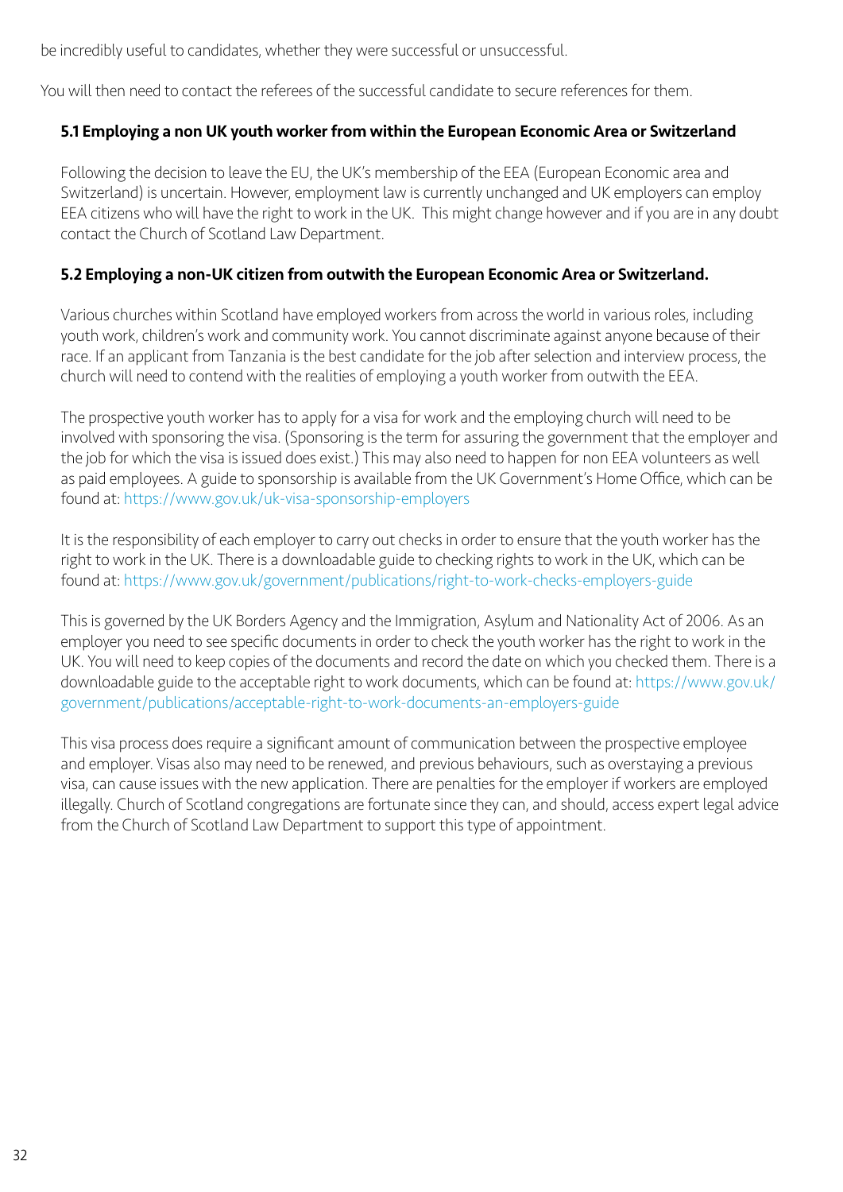be incredibly useful to candidates, whether they were successful or unsuccessful.

You will then need to contact the referees of the successful candidate to secure references for them.

### 5.1 Employing a non UK youth worker from within the European Economic Area or Switzerland

Following the decision to leave the EU, the UK's membership of the EEA (European Economic area and Switzerland) is uncertain. However, employment law is currently unchanged and UK employers can employ EEA citizens who will have the right to work in the UK. This might change however and if you are in any doubt contact the Church of Scotland Law Department.

### 5.2 Employing a non-UK citizen from outwith the European Economic Area or Switzerland.

Various churches within Scotland have employed workers from across the world in various roles, including youth work, children's work and community work. You cannot discriminate against anyone because of their race. If an applicant from Tanzania is the best candidate for the job after selection and interview process, the church will need to contend with the realities of employing a youth worker from outwith the EEA.

The prospective youth worker has to apply for a visa for work and the employing church will need to be involved with sponsoring the visa. (Sponsoring is the term for assuring the government that the employer and the job for which the visa is issued does exist.) This may also need to happen for non EEA volunteers as well as paid employees. A guide to sponsorship is available from the UK Government's Home Office, which can be found at: https://www.gov.uk/uk-visa-sponsorship-employers

It is the responsibility of each employer to carry out checks in order to ensure that the youth worker has the right to work in the UK. There is a downloadable guide to checking rights to work in the UK, which can be found at: https://www.gov.uk/government/publications/right-to-work-checks-employers-guide

This is governed by the UK Borders Agency and the Immigration, Asylum and Nationality Act of 2006. As an employer you need to see specific documents in order to check the youth worker has the right to work in the UK. You will need to keep copies of the documents and record the date on which you checked them. There is a downloadable guide to the acceptable right to work documents, which can be found at: https://www.gov.uk/government/publications/acceptable-right-to-work-documents-an-employers-guide

This visa process does require a significant amount of communication between the prospective employee and employer. Visas also may need to be renewed, and previous behaviours, such as overstaying a previous visa, can cause issues with the new application. There are penalties for the employer if workers are employed illegally. Church of Scotland congregations are fortunate since they can, and should, access expert legal advice from the Church of Scotland Law Department to support this type of appointment.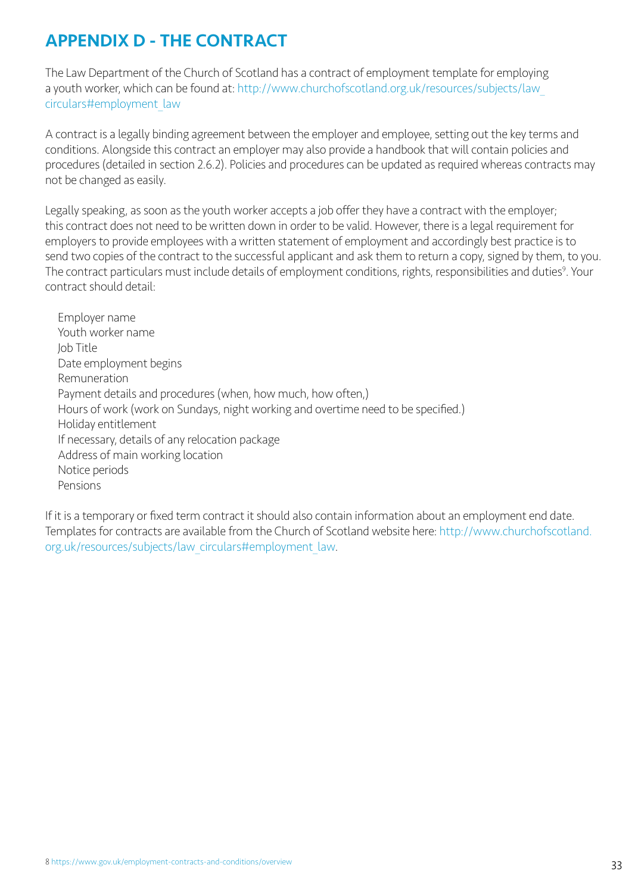# APPENDIX D - THE CONTRACT

The Law Department of the Church of Scotland has a contract of employment template for employing a youth worker, which can be found at: http://www.churchofscotland.org.uk/resources/subjects/law_circulars#employment_law

A contract is a legally binding agreement between the employer and employee, setting out the key terms and conditions. Alongside this contract an employer may also provide a handbook that will contain policies and procedures (detailed in section 2.6.2). Policies and procedures can be updated as required whereas contracts may not be changed as easily.

Legally speaking, as soon as the youth worker accepts a job offer they have a contract with the employer; this contract does not need to be written down in order to be valid. However, there is a legal requirement for employers to provide employees with a written statement of employment and accordingly best practice is to send two copies of the contract to the successful applicant and ask them to return a copy, signed by them, to you. The contract particulars must include details of employment conditions, rights, responsibilities and duties[9]. Your contract should detail:

- Employer name
- Youth worker name
- Job Title
- Date employment begins
- Remuneration
- Payment details and procedures (when, how much, how often,)
- Hours of work (work on Sundays, night working and overtime need to be specified.)
- Holiday entitlement
- If necessary, details of any relocation package
- Address of main working location
- Notice periods
- Pensions

If it is a temporary or fixed term contract it should also contain information about an employment end date. Templates for contracts are available from the Church of Scotland website here: http://www.churchofscotland.org.uk/resources/subjects/law_circulars#employment_law.

8 https://www.gov.uk/employment-contracts-and-conditions/overview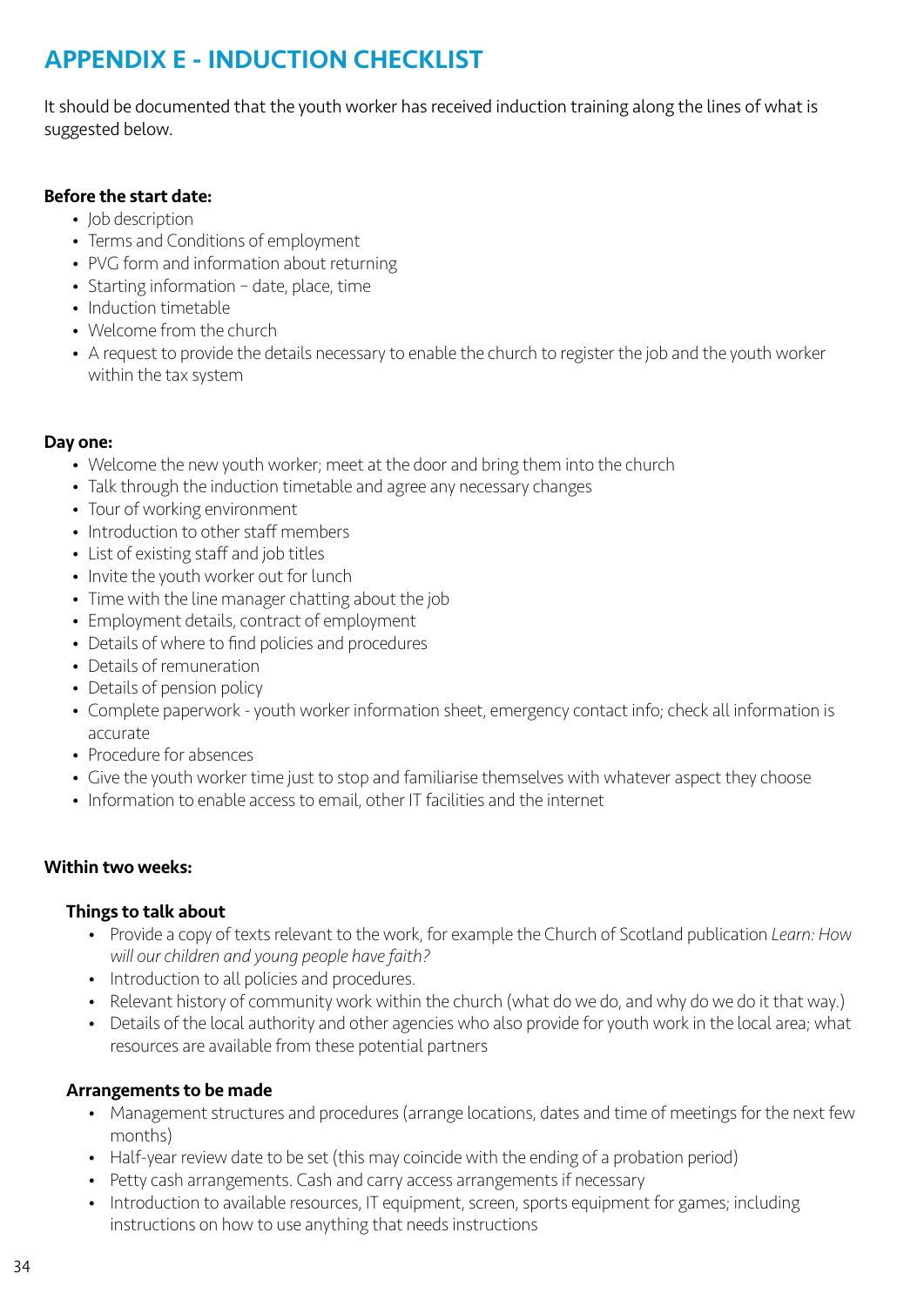# APPENDIX E - INDUCTION CHECKLIST

It should be documented that the youth worker has received induction training along the lines of what is suggested below.

**Before the start date:**

- Job description
- Terms and Conditions of employment
- PVG form and information about returning
- Starting information – date, place, time
- Induction timetable
- Welcome from the church
- A request to provide the details necessary to enable the church to register the job and the youth worker within the tax system

**Day one:**

- Welcome the new youth worker; meet at the door and bring them into the church
- Talk through the induction timetable and agree any necessary changes
- Tour of working environment
- Introduction to other staff members
- List of existing staff and job titles
- Invite the youth worker out for lunch
- Time with the line manager chatting about the job
- Employment details, contract of employment
- Details of where to find policies and procedures
- Details of remuneration
- Details of pension policy
- Complete paperwork - youth worker information sheet, emergency contact info; check all information is accurate
- Procedure for absences
- Give the youth worker time just to stop and familiarise themselves with whatever aspect they choose
- Information to enable access to email, other IT facilities and the internet

**Within two weeks:**

**Things to talk about**

- Provide a copy of texts relevant to the work, for example the Church of Scotland publication *Learn: How will our children and young people have faith?*
- Introduction to all policies and procedures.
- Relevant history of community work within the church (what do we do, and why do we do it that way.)
- Details of the local authority and other agencies who also provide for youth work in the local area; what resources are available from these potential partners

**Arrangements to be made**

- Management structures and procedures (arrange locations, dates and time of meetings for the next few months)
- Half-year review date to be set (this may coincide with the ending of a probation period)
- Petty cash arrangements. Cash and carry access arrangements if necessary
- Introduction to available resources, IT equipment, screen, sports equipment for games; including instructions on how to use anything that needs instructions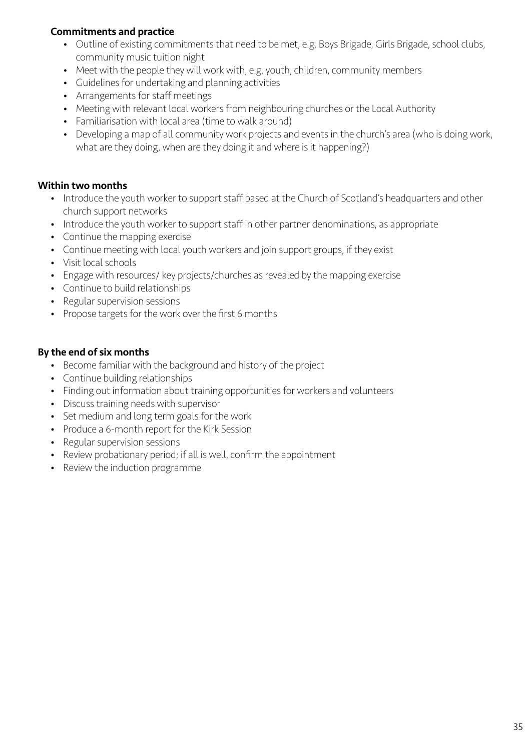**Commitments and practice**

- Outline of existing commitments that need to be met, e.g. Boys Brigade, Girls Brigade, school clubs, community music tuition night
- Meet with the people they will work with, e.g. youth, children, community members
- Guidelines for undertaking and planning activities
- Arrangements for staff meetings
- Meeting with relevant local workers from neighbouring churches or the Local Authority
- Familiarisation with local area (time to walk around)
- Developing a map of all community work projects and events in the church's area (who is doing work, what are they doing, when are they doing it and where is it happening?)

**Within two months**

- Introduce the youth worker to support staff based at the Church of Scotland's headquarters and other church support networks
- Introduce the youth worker to support staff in other partner denominations, as appropriate
- Continue the mapping exercise
- Continue meeting with local youth workers and join support groups, if they exist
- Visit local schools
- Engage with resources/ key projects/churches as revealed by the mapping exercise
- Continue to build relationships
- Regular supervision sessions
- Propose targets for the work over the first 6 months

**By the end of six months**

- Become familiar with the background and history of the project
- Continue building relationships
- Finding out information about training opportunities for workers and volunteers
- Discuss training needs with supervisor
- Set medium and long term goals for the work
- Produce a 6-month report for the Kirk Session
- Regular supervision sessions
- Review probationary period; if all is well, confirm the appointment
- Review the induction programme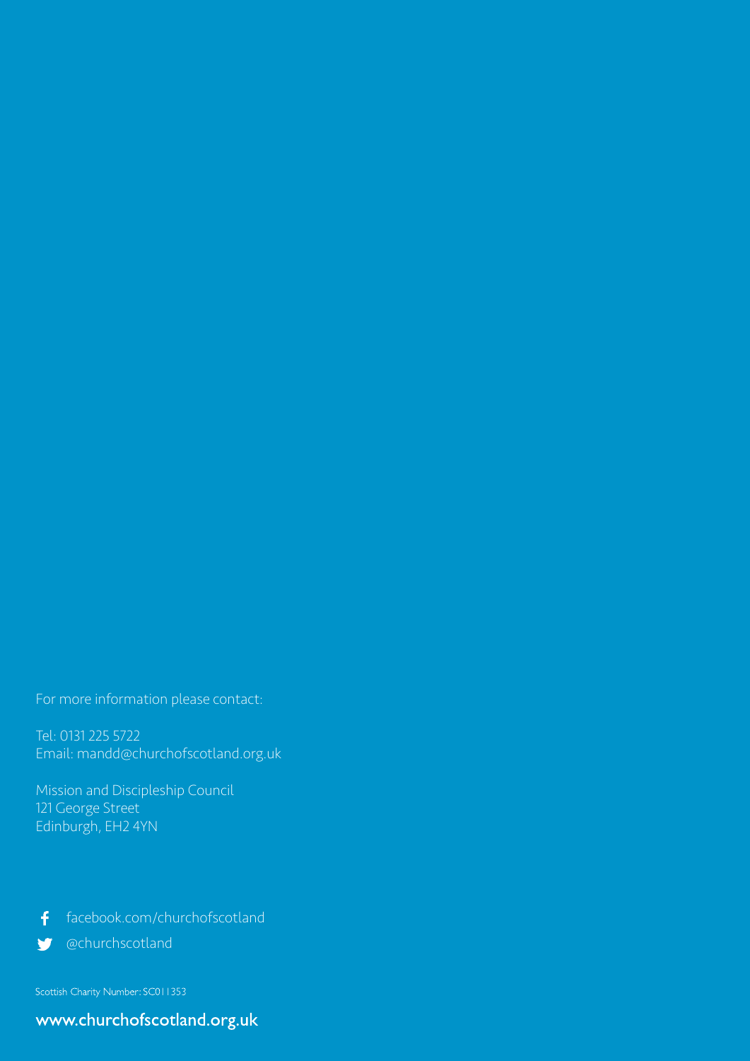For more information please contact:

Tel: 0131 225 5722
Email: mandd@churchofscotland.org.uk

Mission and Discipleship Council
121 George Street
Edinburgh, EH2 4YN

facebook.com/churchofscotland

@churchscotland

Scottish Charity Number: SC011353

www.churchofscotland.org.uk